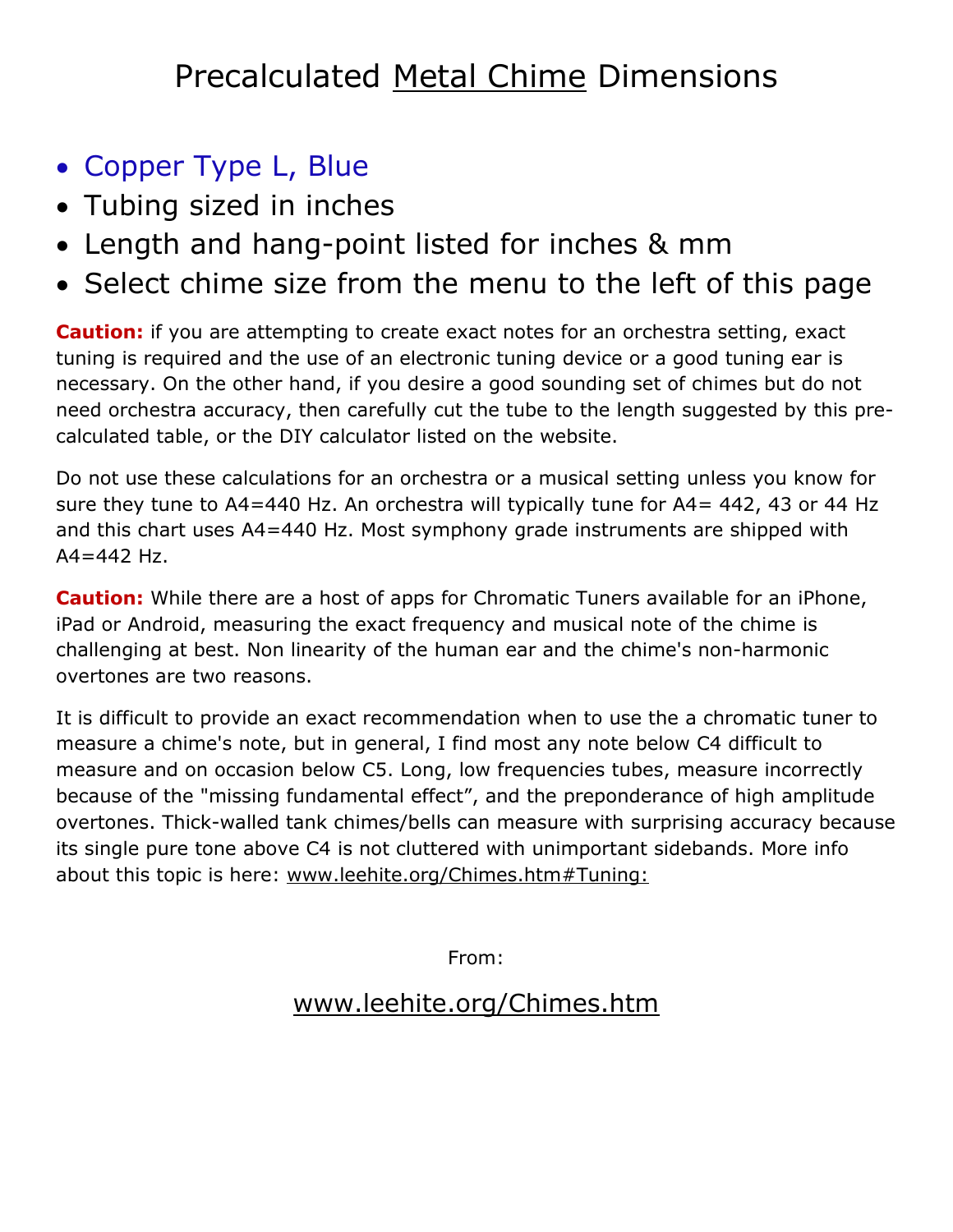# Precalculated Metal Chime Dimensions

- Copper Type L, Blue
- Tubing sized in inches
- Length and hang-point listed for inches & mm
- Select chime size from the menu to the left of this page

**Caution:** if you are attempting to create exact notes for an orchestra setting, exact tuning is required and the use of an electronic tuning device or a good tuning ear is necessary. On the other hand, if you desire a good sounding set of chimes but do not need orchestra accuracy, then carefully cut the tube to the length suggested by this pre-calculated table, or the DIY calculator listed on the website.

Do not use these calculations for an orchestra or a musical setting unless you know for sure they tune to A4=440 Hz. An orchestra will typically tune for A4= 442, 43 or 44 Hz and this chart uses A4=440 Hz. Most symphony grade instruments are shipped with A4=442 Hz.

**Caution:** While there are a host of apps for Chromatic Tuners available for an iPhone, iPad or Android, measuring the exact frequency and musical note of the chime is challenging at best. Non linearity of the human ear and the chime's non-harmonic overtones are two reasons.

It is difficult to provide an exact recommendation when to use the a chromatic tuner to measure a chime's note, but in general, I find most any note below C4 difficult to measure and on occasion below C5. Long, low frequencies tubes, measure incorrectly because of the "missing fundamental effect”, and the preponderance of high amplitude overtones. Thick-walled tank chimes/bells can measure with surprising accuracy because its single pure tone above C4 is not cluttered with unimportant sidebands. More info about this topic is here: www.leehite.org/Chimes.htm#Tuning:

From:

www.leehite.org/Chimes.htm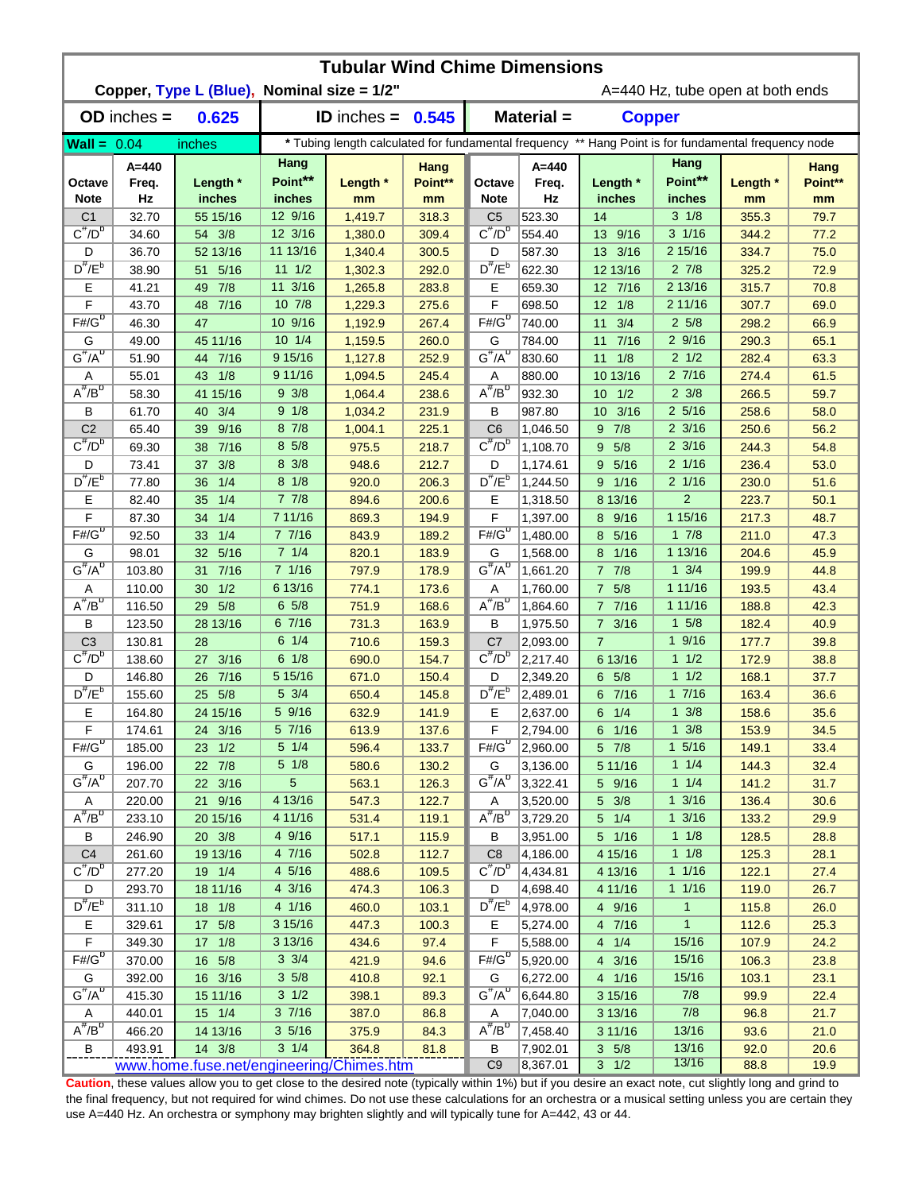# Tubular Wind Chime Dimensions

**Copper, Type L (Blue), Nominal size = 1/2"** — A=440 Hz, tube open at both ends

**OD inches = 0.625** | **ID inches = 0.545** | **Material = Copper**

**Wall = 0.04 inches** | * Tubing length calculated for fundamental frequency ** Hang Point is for fundamental frequency node

| Octave Note | A=440 Freq. Hz | Length * inches | Hang Point** inches | Length * mm | Hang Point** mm | Octave Note | A=440 Freq. Hz | Length * inches | Hang Point** inches | Length * mm | Hang Point** mm |
|---|---|---|---|---|---|---|---|---|---|---|---|
| C1 | 32.70 | 55 15/16 | 12 9/16 | 1,419.7 | 318.3 | C5 | 523.30 | 14 | 3 1/8 | 355.3 | 79.7 |
| C#/Db | 34.60 | 54 3/8 | 12 3/16 | 1,380.0 | 309.4 | C#/Db | 554.40 | 13 9/16 | 3 1/16 | 344.2 | 77.2 |
| D | 36.70 | 52 13/16 | 11 13/16 | 1,340.4 | 300.5 | D | 587.30 | 13 3/16 | 2 15/16 | 334.7 | 75.0 |
| D#/Eb | 38.90 | 51 5/16 | 11 1/2 | 1,302.3 | 292.0 | D#/Eb | 622.30 | 12 13/16 | 2 7/8 | 325.2 | 72.9 |
| E | 41.21 | 49 7/8 | 11 3/16 | 1,265.8 | 283.8 | E | 659.30 | 12 7/16 | 2 13/16 | 315.7 | 70.8 |
| F | 43.70 | 48 7/16 | 10 7/8 | 1,229.3 | 275.6 | F | 698.50 | 12 1/8 | 2 11/16 | 307.7 | 69.0 |
| F#/Gb | 46.30 | 47 | 10 9/16 | 1,192.9 | 267.4 | F#/Gb | 740.00 | 11 3/4 | 2 5/8 | 298.2 | 66.9 |
| G | 49.00 | 45 11/16 | 10 1/4 | 1,159.5 | 260.0 | G | 784.00 | 11 7/16 | 2 9/16 | 290.3 | 65.1 |
| G#/Ab | 51.90 | 44 7/16 | 9 15/16 | 1,127.8 | 252.9 | G#/Ab | 830.60 | 11 1/8 | 2 1/2 | 282.4 | 63.3 |
| A | 55.01 | 43 1/8 | 9 11/16 | 1,094.5 | 245.4 | A | 880.00 | 10 13/16 | 2 7/16 | 274.4 | 61.5 |
| A#/Bb | 58.30 | 41 15/16 | 9 3/8 | 1,064.4 | 238.6 | A#/Bb | 932.30 | 10 1/2 | 2 3/8 | 266.5 | 59.7 |
| B | 61.70 | 40 3/4 | 9 1/8 | 1,034.2 | 231.9 | B | 987.80 | 10 3/16 | 2 5/16 | 258.6 | 58.0 |
| C2 | 65.40 | 39 9/16 | 8 7/8 | 1,004.1 | 225.1 | C6 | 1,046.50 | 9 7/8 | 2 3/16 | 250.6 | 56.2 |
| C#/Db | 69.30 | 38 7/16 | 8 5/8 | 975.5 | 218.7 | C#/Db | 1,108.70 | 9 5/8 | 2 3/16 | 244.3 | 54.8 |
| D | 73.41 | 37 3/8 | 8 3/8 | 948.6 | 212.7 | D | 1,174.61 | 9 5/16 | 2 1/16 | 236.4 | 53.0 |
| D#/Eb | 77.80 | 36 1/4 | 8 1/8 | 920.0 | 206.3 | D#/Eb | 1,244.50 | 9 1/16 | 2 1/16 | 230.0 | 51.6 |
| E | 82.40 | 35 1/4 | 7 7/8 | 894.6 | 200.6 | E | 1,318.50 | 8 13/16 | 2 | 223.7 | 50.1 |
| F | 87.30 | 34 1/4 | 7 11/16 | 869.3 | 194.9 | F | 1,397.00 | 8 9/16 | 1 15/16 | 217.3 | 48.7 |
| F#/Gb | 92.50 | 33 1/4 | 7 7/16 | 843.9 | 189.2 | F#/Gb | 1,480.00 | 8 5/16 | 1 7/8 | 211.0 | 47.3 |
| G | 98.01 | 32 5/16 | 7 1/4 | 820.1 | 183.9 | G | 1,568.00 | 8 1/16 | 1 13/16 | 204.6 | 45.9 |
| G#/Ab | 103.80 | 31 7/16 | 7 1/16 | 797.9 | 178.9 | G#/Ab | 1,661.20 | 7 7/8 | 1 3/4 | 199.9 | 44.8 |
| A | 110.00 | 30 1/2 | 6 13/16 | 774.1 | 173.6 | A | 1,760.00 | 7 5/8 | 1 11/16 | 193.5 | 43.4 |
| A#/Bb | 116.50 | 29 5/8 | 6 5/8 | 751.9 | 168.6 | A#/Bb | 1,864.60 | 7 7/16 | 1 11/16 | 188.8 | 42.3 |
| B | 123.50 | 28 13/16 | 6 7/16 | 731.3 | 163.9 | B | 1,975.50 | 7 3/16 | 1 5/8 | 182.4 | 40.9 |
| C3 | 130.81 | 28 | 6 1/4 | 710.6 | 159.3 | C7 | 2,093.00 | 7 | 1 9/16 | 177.7 | 39.8 |
| C#/Db | 138.60 | 27 3/16 | 6 1/8 | 690.0 | 154.7 | C#/Db | 2,217.40 | 6 13/16 | 1 1/2 | 172.9 | 38.8 |
| D | 146.80 | 26 7/16 | 5 15/16 | 671.0 | 150.4 | D | 2,349.20 | 6 5/8 | 1 1/2 | 168.1 | 37.7 |
| D#/Eb | 155.60 | 25 5/8 | 5 3/4 | 650.4 | 145.8 | D#/Eb | 2,489.01 | 6 7/16 | 1 7/16 | 163.4 | 36.6 |
| E | 164.80 | 24 15/16 | 5 9/16 | 632.9 | 141.9 | E | 2,637.00 | 6 1/4 | 1 3/8 | 158.6 | 35.6 |
| F | 174.61 | 24 3/16 | 5 7/16 | 613.9 | 137.6 | F | 2,794.00 | 6 1/16 | 1 3/8 | 153.9 | 34.5 |
| F#/Gb | 185.00 | 23 1/2 | 5 1/4 | 596.4 | 133.7 | F#/Gb | 2,960.00 | 5 7/8 | 1 5/16 | 149.1 | 33.4 |
| G | 196.00 | 22 7/8 | 5 1/8 | 580.6 | 130.2 | G | 3,136.00 | 5 11/16 | 1 1/4 | 144.3 | 32.4 |
| G#/Ab | 207.70 | 22 3/16 | 5 | 563.1 | 126.3 | G#/Ab | 3,322.41 | 5 9/16 | 1 1/4 | 141.2 | 31.7 |
| A | 220.00 | 21 9/16 | 4 13/16 | 547.3 | 122.7 | A | 3,520.00 | 5 3/8 | 1 3/16 | 136.4 | 30.6 |
| A#/Bb | 233.10 | 20 15/16 | 4 11/16 | 531.4 | 119.1 | A#/Bb | 3,729.20 | 5 1/4 | 1 3/16 | 133.2 | 29.9 |
| B | 246.90 | 20 3/8 | 4 9/16 | 517.1 | 115.9 | B | 3,951.00 | 5 1/16 | 1 1/8 | 128.5 | 28.8 |
| C4 | 261.60 | 19 13/16 | 4 7/16 | 502.8 | 112.7 | C8 | 4,186.00 | 4 15/16 | 1 1/8 | 125.3 | 28.1 |
| C#/Db | 277.20 | 19 1/4 | 4 5/16 | 488.6 | 109.5 | C#/Db | 4,434.81 | 4 13/16 | 1 1/16 | 122.1 | 27.4 |
| D | 293.70 | 18 11/16 | 4 3/16 | 474.3 | 106.3 | D | 4,698.40 | 4 11/16 | 1 1/16 | 119.0 | 26.7 |
| D#/Eb | 311.10 | 18 1/8 | 4 1/16 | 460.0 | 103.1 | D#/Eb | 4,978.00 | 4 9/16 | 1 | 115.8 | 26.0 |
| E | 329.61 | 17 5/8 | 3 15/16 | 447.3 | 100.3 | E | 5,274.00 | 4 7/16 | 1 | 112.6 | 25.3 |
| F | 349.30 | 17 1/8 | 3 13/16 | 434.6 | 97.4 | F | 5,588.00 | 4 1/4 | 15/16 | 107.9 | 24.2 |
| F#/Gb | 370.00 | 16 5/8 | 3 3/4 | 421.9 | 94.6 | F#/Gb | 5,920.00 | 4 3/16 | 15/16 | 106.3 | 23.8 |
| G | 392.00 | 16 3/16 | 3 5/8 | 410.8 | 92.1 | G | 6,272.00 | 4 1/16 | 15/16 | 103.1 | 23.1 |
| G#/Ab | 415.30 | 15 11/16 | 3 1/2 | 398.1 | 89.3 | G#/Ab | 6,644.80 | 3 15/16 | 7/8 | 99.9 | 22.4 |
| A | 440.01 | 15 1/4 | 3 7/16 | 387.0 | 86.8 | A | 7,040.00 | 3 13/16 | 7/8 | 96.8 | 21.7 |
| A#/Bb | 466.20 | 14 13/16 | 3 5/16 | 375.9 | 84.3 | A#/Bb | 7,458.40 | 3 11/16 | 13/16 | 93.6 | 21.0 |
| B | 493.91 | 14 3/8 | 3 1/4 | 364.8 | 81.8 | B | 7,902.01 | 3 5/8 | 13/16 | 92.0 | 20.6 |
| | | | | | | C9 | 8,367.01 | 3 1/2 | 13/16 | 88.8 | 19.9 |

www.home.fuse.net/engineering/Chimes.htm

**Caution**, these values allow you to get close to the desired note (typically within 1%) but if you desire an exact note, cut slightly long and grind to the final frequency, but not required for wind chimes. Do not use these calculations for an orchestra or a musical setting unless you are certain they use A=440 Hz. An orchestra or symphony may brighten slightly and will typically tune for A=442, 43 or 44.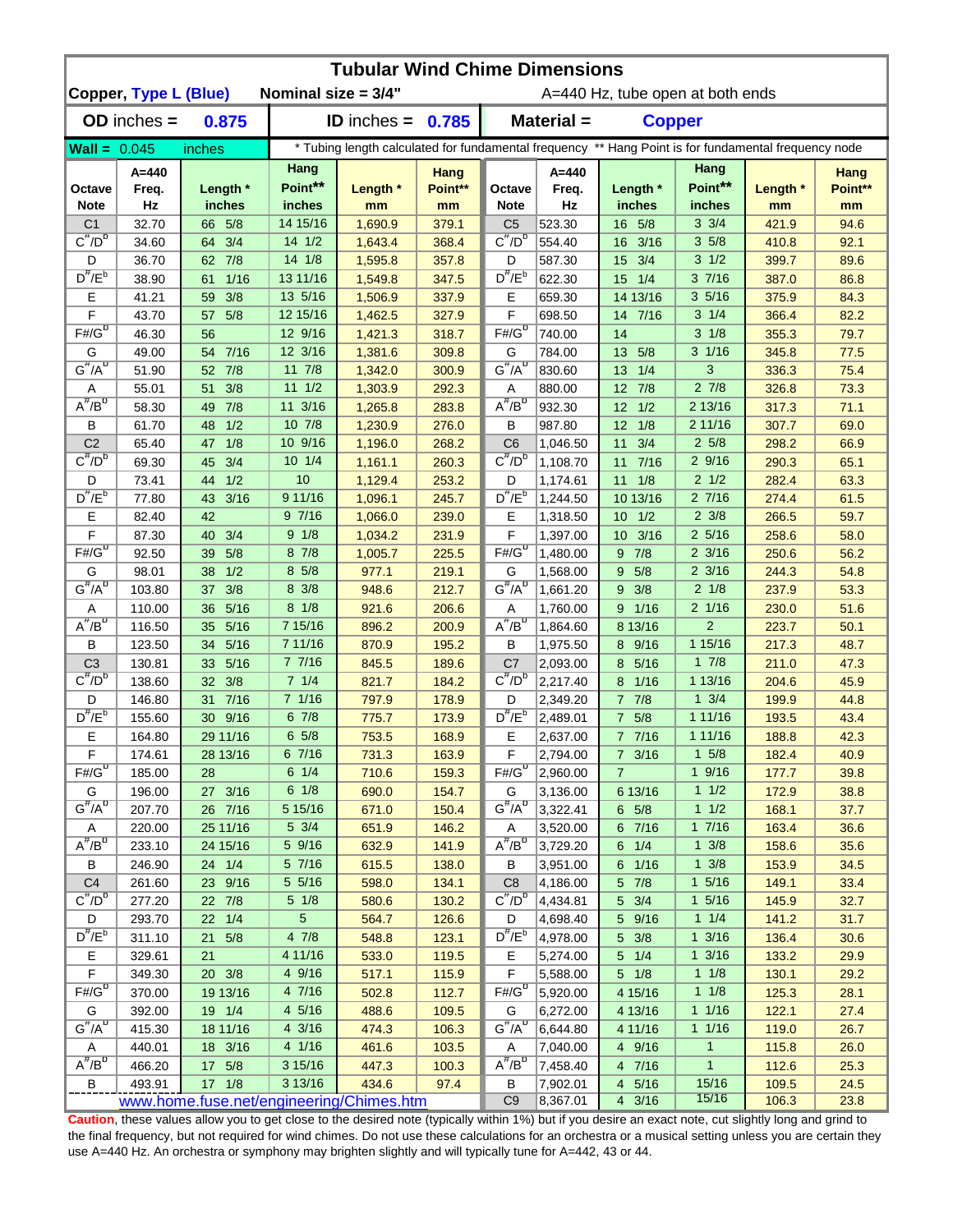# Tubular Wind Chime Dimensions

**Copper, Type L (Blue)** **Nominal size = 3/4"** A=440 Hz, tube open at both ends

| **OD** inches = | **0.875** | **ID** inches = | **0.785** | **Material =** | **Copper** |
|---|---|---|---|---|---|

**Wall =** 0.045 inches

\* Tubing length calculated for fundamental frequency ** Hang Point is for fundamental frequency node

| Octave Note | A=440 Freq. Hz | Length * inches | Hang Point** inches | Length * mm | Hang Point** mm | Octave Note | A=440 Freq. Hz | Length * inches | Hang Point** inches | Length * mm | Hang Point** mm |
|---|---|---|---|---|---|---|---|---|---|---|---|
| C1 | 32.70 | 66 5/8 | 14 15/16 | 1,690.9 | 379.1 | C5 | 523.30 | 16 5/8 | 3 3/4 | 421.9 | 94.6 |
| C#/Db | 34.60 | 64 3/4 | 14 1/2 | 1,643.4 | 368.4 | C#/Db | 554.40 | 16 3/16 | 3 5/8 | 410.8 | 92.1 |
| D | 36.70 | 62 7/8 | 14 1/8 | 1,595.8 | 357.8 | D | 587.30 | 15 3/4 | 3 1/2 | 399.7 | 89.6 |
| D#/Eb | 38.90 | 61 1/16 | 13 11/16 | 1,549.8 | 347.5 | D#/Eb | 622.30 | 15 1/4 | 3 7/16 | 387.0 | 86.8 |
| E | 41.21 | 59 3/8 | 13 5/16 | 1,506.9 | 337.9 | E | 659.30 | 14 13/16 | 3 5/16 | 375.9 | 84.3 |
| F | 43.70 | 57 5/8 | 12 15/16 | 1,462.5 | 327.9 | F | 698.50 | 14 7/16 | 3 1/4 | 366.4 | 82.2 |
| F#/Gb | 46.30 | 56 | 12 9/16 | 1,421.3 | 318.7 | F#/Gb | 740.00 | 14 | 3 1/8 | 355.3 | 79.7 |
| G | 49.00 | 54 7/16 | 12 3/16 | 1,381.6 | 309.8 | G | 784.00 | 13 5/8 | 3 1/16 | 345.8 | 77.5 |
| G#/Ab | 51.90 | 52 7/8 | 11 7/8 | 1,342.0 | 300.9 | G#/Ab | 830.60 | 13 1/4 | 3 | 336.3 | 75.4 |
| A | 55.01 | 51 3/8 | 11 1/2 | 1,303.9 | 292.3 | A | 880.00 | 12 7/8 | 2 7/8 | 326.8 | 73.3 |
| A#/Bb | 58.30 | 49 7/8 | 11 3/16 | 1,265.8 | 283.8 | A#/Bb | 932.30 | 12 1/2 | 2 13/16 | 317.3 | 71.1 |
| B | 61.70 | 48 1/2 | 10 7/8 | 1,230.9 | 276.0 | B | 987.80 | 12 1/8 | 2 11/16 | 307.7 | 69.0 |
| C2 | 65.40 | 47 1/8 | 10 9/16 | 1,196.0 | 268.2 | C6 | 1,046.50 | 11 3/4 | 2 5/8 | 298.2 | 66.9 |
| C#/Db | 69.30 | 45 3/4 | 10 1/4 | 1,161.1 | 260.3 | C#/Db | 1,108.70 | 11 7/16 | 2 9/16 | 290.3 | 65.1 |
| D | 73.41 | 44 1/2 | 10 | 1,129.4 | 253.2 | D | 1,174.61 | 11 1/8 | 2 1/2 | 282.4 | 63.3 |
| D#/Eb | 77.80 | 43 3/16 | 9 11/16 | 1,096.1 | 245.7 | D#/Eb | 1,244.50 | 10 13/16 | 2 7/16 | 274.4 | 61.5 |
| E | 82.40 | 42 | 9 7/16 | 1,066.0 | 239.0 | E | 1,318.50 | 10 1/2 | 2 3/8 | 266.5 | 59.7 |
| F | 87.30 | 40 3/4 | 9 1/8 | 1,034.2 | 231.9 | F | 1,397.00 | 10 3/16 | 2 5/16 | 258.6 | 58.0 |
| F#/Gb | 92.50 | 39 5/8 | 8 7/8 | 1,005.7 | 225.5 | F#/Gb | 1,480.00 | 9 7/8 | 2 3/16 | 250.6 | 56.2 |
| G | 98.01 | 38 1/2 | 8 5/8 | 977.1 | 219.1 | G | 1,568.00 | 9 5/8 | 2 3/16 | 244.3 | 54.8 |
| G#/Ab | 103.80 | 37 3/8 | 8 3/8 | 948.6 | 212.7 | G#/Ab | 1,661.20 | 9 3/8 | 2 1/8 | 237.9 | 53.3 |
| A | 110.00 | 36 5/16 | 8 1/8 | 921.6 | 206.6 | A | 1,760.00 | 9 1/16 | 2 1/16 | 230.0 | 51.6 |
| A#/Bb | 116.50 | 35 5/16 | 7 15/16 | 896.2 | 200.9 | A#/Bb | 1,864.60 | 8 13/16 | 2 | 223.7 | 50.1 |
| B | 123.50 | 34 5/16 | 7 11/16 | 870.9 | 195.2 | B | 1,975.50 | 8 9/16 | 1 15/16 | 217.3 | 48.7 |
| C3 | 130.81 | 33 5/16 | 7 7/16 | 845.5 | 189.6 | C7 | 2,093.00 | 8 5/16 | 1 7/8 | 211.0 | 47.3 |
| C#/Db | 138.60 | 32 3/8 | 7 1/4 | 821.7 | 184.2 | C#/Db | 2,217.40 | 8 1/16 | 1 13/16 | 204.6 | 45.9 |
| D | 146.80 | 31 7/16 | 7 1/16 | 797.9 | 178.9 | D | 2,349.20 | 7 7/8 | 1 3/4 | 199.9 | 44.8 |
| D#/Eb | 155.60 | 30 9/16 | 6 7/8 | 775.7 | 173.9 | D#/Eb | 2,489.01 | 7 5/8 | 1 11/16 | 193.5 | 43.4 |
| E | 164.80 | 29 11/16 | 6 5/8 | 753.5 | 168.9 | E | 2,637.00 | 7 7/16 | 1 11/16 | 188.8 | 42.3 |
| F | 174.61 | 28 13/16 | 6 7/16 | 731.3 | 163.9 | F | 2,794.00 | 7 3/16 | 1 5/8 | 182.4 | 40.9 |
| F#/Gb | 185.00 | 28 | 6 1/4 | 710.6 | 159.3 | F#/Gb | 2,960.00 | 7 | 1 9/16 | 177.7 | 39.8 |
| G | 196.00 | 27 3/16 | 6 1/8 | 690.0 | 154.7 | G | 3,136.00 | 6 13/16 | 1 1/2 | 172.9 | 38.8 |
| G#/Ab | 207.70 | 26 7/16 | 5 15/16 | 671.0 | 150.4 | G#/Ab | 3,322.41 | 6 5/8 | 1 1/2 | 168.1 | 37.7 |
| A | 220.00 | 25 11/16 | 5 3/4 | 651.9 | 146.2 | A | 3,520.00 | 6 7/16 | 1 7/16 | 163.4 | 36.6 |
| A#/Bb | 233.10 | 24 15/16 | 5 9/16 | 632.9 | 141.9 | A#/Bb | 3,729.20 | 6 1/4 | 1 3/8 | 158.6 | 35.6 |
| B | 246.90 | 24 1/4 | 5 7/16 | 615.5 | 138.0 | B | 3,951.00 | 6 1/16 | 1 3/8 | 153.9 | 34.5 |
| C4 | 261.60 | 23 9/16 | 5 5/16 | 598.0 | 134.1 | C8 | 4,186.00 | 5 7/8 | 1 5/16 | 149.1 | 33.4 |
| C#/Db | 277.20 | 22 7/8 | 5 1/8 | 580.6 | 130.2 | C#/Db | 4,434.81 | 5 3/4 | 1 5/16 | 145.9 | 32.7 |
| D | 293.70 | 22 1/4 | 5 | 564.7 | 126.6 | D | 4,698.40 | 5 9/16 | 1 1/4 | 141.2 | 31.7 |
| D#/Eb | 311.10 | 21 5/8 | 4 7/8 | 548.8 | 123.1 | D#/Eb | 4,978.00 | 5 3/8 | 1 3/16 | 136.4 | 30.6 |
| E | 329.61 | 21 | 4 11/16 | 533.0 | 119.5 | E | 5,274.00 | 5 1/4 | 1 3/16 | 133.2 | 29.9 |
| F | 349.30 | 20 3/8 | 4 9/16 | 517.1 | 115.9 | F | 5,588.00 | 5 1/8 | 1 1/8 | 130.1 | 29.2 |
| F#/Gb | 370.00 | 19 13/16 | 4 7/16 | 502.8 | 112.7 | F#/Gb | 5,920.00 | 4 15/16 | 1 1/8 | 125.3 | 28.1 |
| G | 392.00 | 19 1/4 | 4 5/16 | 488.6 | 109.5 | G | 6,272.00 | 4 13/16 | 1 1/16 | 122.1 | 27.4 |
| G#/Ab | 415.30 | 18 11/16 | 4 3/16 | 474.3 | 106.3 | G#/Ab | 6,644.80 | 4 11/16 | 1 1/16 | 119.0 | 26.7 |
| A | 440.01 | 18 3/16 | 4 1/16 | 461.6 | 103.5 | A | 7,040.00 | 4 9/16 | 1 | 115.8 | 26.0 |
| A#/Bb | 466.20 | 17 5/8 | 3 15/16 | 447.3 | 100.3 | A#/Bb | 7,458.40 | 4 7/16 | 1 | 112.6 | 25.3 |
| B | 493.91 | 17 1/8 | 3 13/16 | 434.6 | 97.4 | B | 7,902.01 | 4 5/16 | 15/16 | 109.5 | 24.5 |
| | | | | | | C9 | 8,367.01 | 4 3/16 | 15/16 | 106.3 | 23.8 |

www.home.fuse.net/engineering/Chimes.htm

**Caution**, these values allow you to get close to the desired note (typically within 1%) but if you desire an exact note, cut slightly long and grind to the final frequency, but not required for wind chimes. Do not use these calculations for an orchestra or a musical setting unless you are certain they use A=440 Hz. An orchestra or symphony may brighten slightly and will typically tune for A=442, 43 or 44.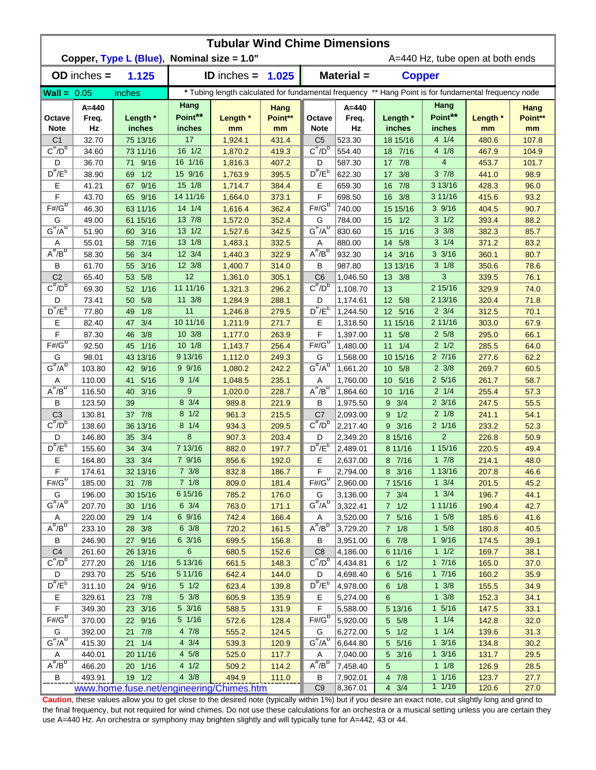# Tubular Wind Chime Dimensions

**Copper, Type L (Blue), Nominal size = 1.0"** A=440 Hz, tube open at both ends

| **OD** inches = | 1.125 | **ID** inches = | 1.025 | **Material** = | Copper |
|---|---|---|---|---|---|

**Wall =** 0.05 inches

\* Tubing length calculated for fundamental frequency ** Hang Point is for fundamental frequency node

| Octave Note | A=440 Freq. Hz | Length * inches | Hang Point** inches | Length * mm | Hang Point** mm | Octave Note | A=440 Freq. Hz | Length * inches | Hang Point** inches | Length * mm | Hang Point** mm |
|---|---|---|---|---|---|---|---|---|---|---|---|
| C1 | 32.70 | 75 13/16 | 17 | 1,924.1 | 431.4 | C5 | 523.30 | 18 15/16 | 4 1/4 | 480.6 | 107.8 |
| C#/Db | 34.60 | 73 11/16 | 16 1/2 | 1,870.2 | 419.3 | C#/Db | 554.40 | 18 7/16 | 4 1/8 | 467.9 | 104.9 |
| D | 36.70 | 71 9/16 | 16 1/16 | 1,816.3 | 407.2 | D | 587.30 | 17 7/8 | 4 | 453.7 | 101.7 |
| D#/Eb | 38.90 | 69 1/2 | 15 9/16 | 1,763.9 | 395.5 | D#/Eb | 622.30 | 17 3/8 | 3 7/8 | 441.0 | 98.9 |
| E | 41.21 | 67 9/16 | 15 1/8 | 1,714.7 | 384.4 | E | 659.30 | 16 7/8 | 3 13/16 | 428.3 | 96.0 |
| F | 43.70 | 65 9/16 | 14 11/16 | 1,664.0 | 373.1 | F | 698.50 | 16 3/8 | 3 11/16 | 415.6 | 93.2 |
| F#/Gb | 46.30 | 63 11/16 | 14 1/4 | 1,616.4 | 362.4 | F#/Gb | 740.00 | 15 15/16 | 3 9/16 | 404.5 | 90.7 |
| G | 49.00 | 61 15/16 | 13 7/8 | 1,572.0 | 352.4 | G | 784.00 | 15 1/2 | 3 1/2 | 393.4 | 88.2 |
| G#/Ab | 51.90 | 60 3/16 | 13 1/2 | 1,527.6 | 342.5 | G#/Ab | 830.60 | 15 1/16 | 3 3/8 | 382.3 | 85.7 |
| A | 55.01 | 58 7/16 | 13 1/8 | 1,483.1 | 332.5 | A | 880.00 | 14 5/8 | 3 1/4 | 371.2 | 83.2 |
| A#/Bb | 58.30 | 56 3/4 | 12 3/4 | 1,440.3 | 322.9 | A#/Bb | 932.30 | 14 3/16 | 3 3/16 | 360.1 | 80.7 |
| B | 61.70 | 55 3/16 | 12 3/8 | 1,400.7 | 314.0 | B | 987.80 | 13 13/16 | 3 1/8 | 350.6 | 78.6 |
| C2 | 65.40 | 53 5/8 | 12 | 1,361.0 | 305.1 | C6 | 1,046.50 | 13 3/8 | 3 | 339.5 | 76.1 |
| C#/Db | 69.30 | 52 1/16 | 11 11/16 | 1,321.3 | 296.2 | C#/Db | 1,108.70 | 13 | 2 15/16 | 329.9 | 74.0 |
| D | 73.41 | 50 5/8 | 11 3/8 | 1,284.9 | 288.1 | D | 1,174.61 | 12 5/8 | 2 13/16 | 320.4 | 71.8 |
| D#/Eb | 77.80 | 49 1/8 | 11 | 1,246.8 | 279.5 | D#/Eb | 1,244.50 | 12 5/16 | 2 3/4 | 312.5 | 70.1 |
| E | 82.40 | 47 3/4 | 10 11/16 | 1,211.9 | 271.7 | E | 1,318.50 | 11 15/16 | 2 11/16 | 303.0 | 67.9 |
| F | 87.30 | 46 3/8 | 10 3/8 | 1,177.0 | 263.9 | F | 1,397.00 | 11 5/8 | 2 5/8 | 295.0 | 66.1 |
| F#/Gb | 92.50 | 45 1/16 | 10 1/8 | 1,143.7 | 256.4 | F#/Gb | 1,480.00 | 11 1/4 | 2 1/2 | 285.5 | 64.0 |
| G | 98.01 | 43 13/16 | 9 13/16 | 1,112.0 | 249.3 | G | 1,568.00 | 10 15/16 | 2 7/16 | 277.6 | 62.2 |
| G#/Ab | 103.80 | 42 9/16 | 9 9/16 | 1,080.2 | 242.2 | G#/Ab | 1,661.20 | 10 5/8 | 2 3/8 | 269.7 | 60.5 |
| A | 110.00 | 41 5/16 | 9 1/4 | 1,048.5 | 235.1 | A | 1,760.00 | 10 5/16 | 2 5/16 | 261.7 | 58.7 |
| A#/Bb | 116.50 | 40 3/16 | 9 | 1,020.0 | 228.7 | A#/Bb | 1,864.60 | 10 1/16 | 2 1/4 | 255.4 | 57.3 |
| B | 123.50 | 39 | 8 3/4 | 989.8 | 221.9 | B | 1,975.50 | 9 3/4 | 2 3/16 | 247.5 | 55.5 |
| C3 | 130.81 | 37 7/8 | 8 1/2 | 961.3 | 215.5 | C7 | 2,093.00 | 9 1/2 | 2 1/8 | 241.1 | 54.1 |
| C#/Db | 138.60 | 36 13/16 | 8 1/4 | 934.3 | 209.5 | C#/Db | 2,217.40 | 9 3/16 | 2 1/16 | 233.2 | 52.3 |
| D | 146.80 | 35 3/4 | 8 | 907.3 | 203.4 | D | 2,349.20 | 8 15/16 | 2 | 226.8 | 50.9 |
| D#/Eb | 155.60 | 34 3/4 | 7 13/16 | 882.0 | 197.7 | D#/Eb | 2,489.01 | 8 11/16 | 1 15/16 | 220.5 | 49.4 |
| E | 164.80 | 33 3/4 | 7 9/16 | 856.6 | 192.0 | E | 2,637.00 | 8 7/16 | 1 7/8 | 214.1 | 48.0 |
| F | 174.61 | 32 13/16 | 7 3/8 | 832.8 | 186.7 | F | 2,794.00 | 8 3/16 | 1 13/16 | 207.8 | 46.6 |
| F#/Gb | 185.00 | 31 7/8 | 7 1/8 | 809.0 | 181.4 | F#/Gb | 2,960.00 | 7 15/16 | 1 3/4 | 201.5 | 45.2 |
| G | 196.00 | 30 15/16 | 6 15/16 | 785.2 | 176.0 | G | 3,136.00 | 7 3/4 | 1 3/4 | 196.7 | 44.1 |
| G#/Ab | 207.70 | 30 1/16 | 6 3/4 | 763.0 | 171.1 | G#/Ab | 3,322.41 | 7 1/2 | 1 11/16 | 190.4 | 42.7 |
| A | 220.00 | 29 1/4 | 6 9/16 | 742.4 | 166.4 | A | 3,520.00 | 7 5/16 | 1 5/8 | 185.6 | 41.6 |
| A#/Bb | 233.10 | 28 3/8 | 6 3/8 | 720.2 | 161.5 | A#/Bb | 3,729.20 | 7 1/8 | 1 5/8 | 180.8 | 40.5 |
| B | 246.90 | 27 9/16 | 6 3/16 | 699.5 | 156.8 | B | 3,951.00 | 6 7/8 | 1 9/16 | 174.5 | 39.1 |
| C4 | 261.60 | 26 13/16 | 6 | 680.5 | 152.6 | C8 | 4,186.00 | 6 11/16 | 1 1/2 | 169.7 | 38.1 |
| C#/Db | 277.20 | 26 1/16 | 5 13/16 | 661.5 | 148.3 | C#/Db | 4,434.81 | 6 1/2 | 1 7/16 | 165.0 | 37.0 |
| D | 293.70 | 25 5/16 | 5 11/16 | 642.4 | 144.0 | D | 4,698.40 | 6 5/16 | 1 7/16 | 160.2 | 35.9 |
| D#/Eb | 311.10 | 24 9/16 | 5 1/2 | 623.4 | 139.8 | D#/Eb | 4,978.00 | 6 1/8 | 1 3/8 | 155.5 | 34.9 |
| E | 329.61 | 23 7/8 | 5 3/8 | 605.9 | 135.9 | E | 5,274.00 | 6 | 1 3/8 | 152.3 | 34.1 |
| F | 349.30 | 23 3/16 | 5 3/16 | 588.5 | 131.9 | F | 5,588.00 | 5 13/16 | 1 5/16 | 147.5 | 33.1 |
| F#/Gb | 370.00 | 22 9/16 | 5 1/16 | 572.6 | 128.4 | F#/Gb | 5,920.00 | 5 5/8 | 1 1/4 | 142.8 | 32.0 |
| G | 392.00 | 21 7/8 | 4 7/8 | 555.2 | 124.5 | G | 6,272.00 | 5 1/2 | 1 1/4 | 139.6 | 31.3 |
| G#/Ab | 415.30 | 21 1/4 | 4 3/4 | 539.3 | 120.9 | G#/Ab | 6,644.80 | 5 5/16 | 1 3/16 | 134.8 | 30.2 |
| A | 440.01 | 20 11/16 | 4 5/8 | 525.0 | 117.7 | A | 7,040.00 | 5 3/16 | 1 3/16 | 131.7 | 29.5 |
| A#/Bb | 466.20 | 20 1/16 | 4 1/2 | 509.2 | 114.2 | A#/Bb | 7,458.40 | 5 | 1 1/8 | 126.9 | 28.5 |
| B | 493.91 | 19 1/2 | 4 3/8 | 494.9 | 111.0 | B | 7,902.01 | 4 7/8 | 1 1/16 | 123.7 | 27.7 |
| | | | | | | C9 | 8,367.01 | 4 3/4 | 1 1/16 | 120.6 | 27.0 |

www.home.fuse.net/engineering/Chimes.htm

**Caution**, these values allow you to get close to the desired note (typically within 1%) but if you desire an exact note, cut slightly long and grind to the final frequency, but not required for wind chimes. Do not use these calculations for an orchestra or a musical setting unless you are certain they use A=440 Hz. An orchestra or symphony may brighten slightly and will typically tune for A=442, 43 or 44.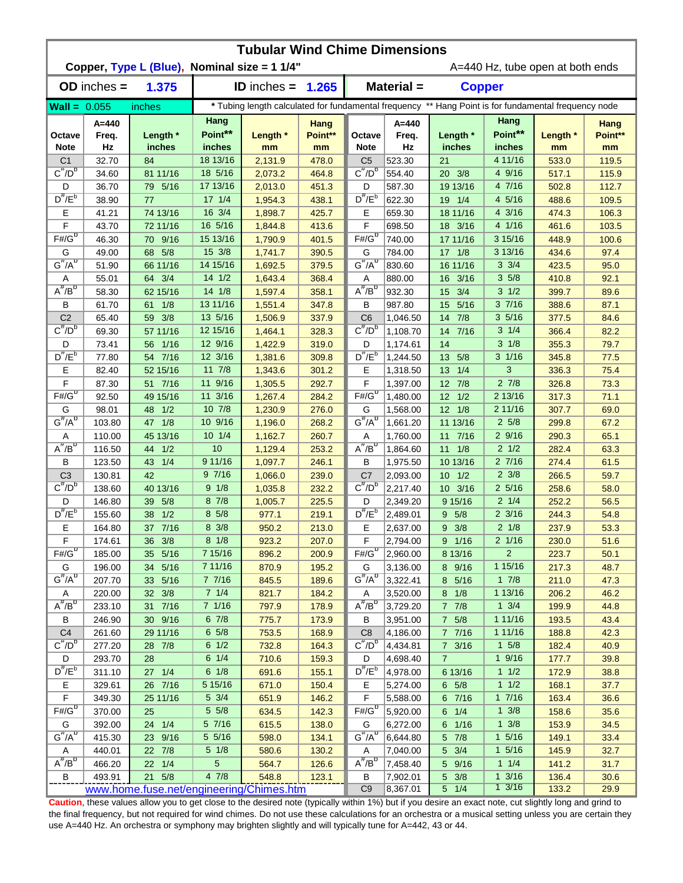# Tubular Wind Chime Dimensions

**Copper, Type L (Blue), Nominal size = 1 1/4"** A=440 Hz, tube open at both ends

**OD inches = 1.375** **ID inches = 1.265** **Material = Copper**

**Wall = 0.055 inches** * Tubing length calculated for fundamental frequency ** Hang Point is for fundamental frequency node

| Octave Note | A=440 Freq. Hz | Length * inches | Hang Point** inches | Length * mm | Hang Point** mm | Octave Note | A=440 Freq. Hz | Length * inches | Hang Point** inches | Length * mm | Hang Point** mm |
|---|---|---|---|---|---|---|---|---|---|---|---|
| C1 | 32.70 | 84 | 18 13/16 | 2,131.9 | 478.0 | C5 | 523.30 | 21 | 4 11/16 | 533.0 | 119.5 |
| C#/D♭ | 34.60 | 81 11/16 | 18 5/16 | 2,073.2 | 464.8 | C#/D♭ | 554.40 | 20 3/8 | 4 9/16 | 517.1 | 115.9 |
| D | 36.70 | 79 5/16 | 17 13/16 | 2,013.0 | 451.3 | D | 587.30 | 19 13/16 | 4 7/16 | 502.8 | 112.7 |
| D#/E♭ | 38.90 | 77 | 17 1/4 | 1,954.3 | 438.1 | D#/E♭ | 622.30 | 19 1/4 | 4 5/16 | 488.6 | 109.5 |
| E | 41.21 | 74 13/16 | 16 3/4 | 1,898.7 | 425.7 | E | 659.30 | 18 11/16 | 4 3/16 | 474.3 | 106.3 |
| F | 43.70 | 72 11/16 | 16 5/16 | 1,844.8 | 413.6 | F | 698.50 | 18 3/16 | 4 1/16 | 461.6 | 103.5 |
| F#/G♭ | 46.30 | 70 9/16 | 15 13/16 | 1,790.9 | 401.5 | F#/G♭ | 740.00 | 17 11/16 | 3 15/16 | 448.9 | 100.6 |
| G | 49.00 | 68 5/8 | 15 3/8 | 1,741.7 | 390.5 | G | 784.00 | 17 1/8 | 3 13/16 | 434.6 | 97.4 |
| G#/A♭ | 51.90 | 66 11/16 | 14 15/16 | 1,692.5 | 379.5 | G#/A♭ | 830.60 | 16 11/16 | 3 3/4 | 423.5 | 95.0 |
| A | 55.01 | 64 3/4 | 14 1/2 | 1,643.4 | 368.4 | A | 880.00 | 16 3/16 | 3 5/8 | 410.8 | 92.1 |
| A#/B♭ | 58.30 | 62 15/16 | 14 1/8 | 1,597.4 | 358.1 | A#/B♭ | 932.30 | 15 3/4 | 3 1/2 | 399.7 | 89.6 |
| B | 61.70 | 61 1/8 | 13 11/16 | 1,551.4 | 347.8 | B | 987.80 | 15 5/16 | 3 7/16 | 388.6 | 87.1 |
| C2 | 65.40 | 59 3/8 | 13 5/16 | 1,506.9 | 337.9 | C6 | 1,046.50 | 14 7/8 | 3 5/16 | 377.5 | 84.6 |
| C#/D♭ | 69.30 | 57 11/16 | 12 15/16 | 1,464.1 | 328.3 | C#/D♭ | 1,108.70 | 14 7/16 | 3 1/4 | 366.4 | 82.2 |
| D | 73.41 | 56 1/16 | 12 9/16 | 1,422.9 | 319.0 | D | 1,174.61 | 14 | 3 1/8 | 355.3 | 79.7 |
| D#/E♭ | 77.80 | 54 7/16 | 12 3/16 | 1,381.6 | 309.8 | D#/E♭ | 1,244.50 | 13 5/8 | 3 1/16 | 345.8 | 77.5 |
| E | 82.40 | 52 15/16 | 11 7/8 | 1,343.6 | 301.2 | E | 1,318.50 | 13 1/4 | 3 | 336.3 | 75.4 |
| F | 87.30 | 51 7/16 | 11 9/16 | 1,305.5 | 292.7 | F | 1,397.00 | 12 7/8 | 2 7/8 | 326.8 | 73.3 |
| F#/G♭ | 92.50 | 49 15/16 | 11 3/16 | 1,267.4 | 284.2 | F#/G♭ | 1,480.00 | 12 1/2 | 2 13/16 | 317.3 | 71.1 |
| G | 98.01 | 48 1/2 | 10 7/8 | 1,230.9 | 276.0 | G | 1,568.00 | 12 1/8 | 2 11/16 | 307.7 | 69.0 |
| G#/A♭ | 103.80 | 47 1/8 | 10 9/16 | 1,196.0 | 268.2 | G#/A♭ | 1,661.20 | 11 13/16 | 2 5/8 | 299.8 | 67.2 |
| A | 110.00 | 45 13/16 | 10 1/4 | 1,162.7 | 260.7 | A | 1,760.00 | 11 7/16 | 2 9/16 | 290.3 | 65.1 |
| A#/B♭ | 116.50 | 44 1/2 | 10 | 1,129.4 | 253.2 | A#/B♭ | 1,864.60 | 11 1/8 | 2 1/2 | 282.4 | 63.3 |
| B | 123.50 | 43 1/4 | 9 11/16 | 1,097.7 | 246.1 | B | 1,975.50 | 10 13/16 | 2 7/16 | 274.4 | 61.5 |
| C3 | 130.81 | 42 | 9 7/16 | 1,066.0 | 239.0 | C7 | 2,093.00 | 10 1/2 | 2 3/8 | 266.5 | 59.7 |
| C#/D♭ | 138.60 | 40 13/16 | 9 1/8 | 1,035.8 | 232.2 | C#/D♭ | 2,217.40 | 10 3/16 | 2 5/16 | 258.6 | 58.0 |
| D | 146.80 | 39 5/8 | 8 7/8 | 1,005.7 | 225.5 | D | 2,349.20 | 9 15/16 | 2 1/4 | 252.2 | 56.5 |
| D#/E♭ | 155.60 | 38 1/2 | 8 5/8 | 977.1 | 219.1 | D#/E♭ | 2,489.01 | 9 5/8 | 2 3/16 | 244.3 | 54.8 |
| E | 164.80 | 37 7/16 | 8 3/8 | 950.2 | 213.0 | E | 2,637.00 | 9 3/8 | 2 1/8 | 237.9 | 53.3 |
| F | 174.61 | 36 3/8 | 8 1/8 | 923.2 | 207.0 | F | 2,794.00 | 9 1/16 | 2 1/16 | 230.0 | 51.6 |
| F#/G♭ | 185.00 | 35 5/16 | 7 15/16 | 896.2 | 200.9 | F#/G♭ | 2,960.00 | 8 13/16 | 2 | 223.7 | 50.1 |
| G | 196.00 | 34 5/16 | 7 11/16 | 870.9 | 195.2 | G | 3,136.00 | 8 9/16 | 1 15/16 | 217.3 | 48.7 |
| G#/A♭ | 207.70 | 33 5/16 | 7 7/16 | 845.5 | 189.6 | G#/A♭ | 3,322.41 | 8 5/16 | 1 7/8 | 211.0 | 47.3 |
| A | 220.00 | 32 3/8 | 7 1/4 | 821.7 | 184.2 | A | 3,520.00 | 8 1/8 | 1 13/16 | 206.2 | 46.2 |
| A#/B♭ | 233.10 | 31 7/16 | 7 1/16 | 797.9 | 178.9 | A#/B♭ | 3,729.20 | 7 7/8 | 1 3/4 | 199.9 | 44.8 |
| B | 246.90 | 30 9/16 | 6 7/8 | 775.7 | 173.9 | B | 3,951.00 | 7 5/8 | 1 11/16 | 193.5 | 43.4 |
| C4 | 261.60 | 29 11/16 | 6 5/8 | 753.5 | 168.9 | C8 | 4,186.00 | 7 7/16 | 1 11/16 | 188.8 | 42.3 |
| C#/D♭ | 277.20 | 28 7/8 | 6 1/2 | 732.8 | 164.3 | C#/D♭ | 4,434.81 | 7 3/16 | 1 5/8 | 182.4 | 40.9 |
| D | 293.70 | 28 | 6 1/4 | 710.6 | 159.3 | D | 4,698.40 | 7 | 1 9/16 | 177.7 | 39.8 |
| D#/E♭ | 311.10 | 27 1/4 | 6 1/8 | 691.6 | 155.1 | D#/E♭ | 4,978.00 | 6 13/16 | 1 1/2 | 172.9 | 38.8 |
| E | 329.61 | 26 7/16 | 5 15/16 | 671.0 | 150.4 | E | 5,274.00 | 6 5/8 | 1 1/2 | 168.1 | 37.7 |
| F | 349.30 | 25 11/16 | 5 3/4 | 651.9 | 146.2 | F | 5,588.00 | 6 7/16 | 1 7/16 | 163.4 | 36.6 |
| F#/G♭ | 370.00 | 25 | 5 5/8 | 634.5 | 142.3 | F#/G♭ | 5,920.00 | 6 1/4 | 1 3/8 | 158.6 | 35.6 |
| G | 392.00 | 24 1/4 | 5 7/16 | 615.5 | 138.0 | G | 6,272.00 | 6 1/16 | 1 3/8 | 153.9 | 34.5 |
| G#/A♭ | 415.30 | 23 9/16 | 5 5/16 | 598.0 | 134.1 | G#/A♭ | 6,644.80 | 5 7/8 | 1 5/16 | 149.1 | 33.4 |
| A | 440.01 | 22 7/8 | 5 1/8 | 580.6 | 130.2 | A | 7,040.00 | 5 3/4 | 1 5/16 | 145.9 | 32.7 |
| A#/B♭ | 466.20 | 22 1/4 | 5 | 564.7 | 126.6 | A#/B♭ | 7,458.40 | 5 9/16 | 1 1/4 | 141.2 | 31.7 |
| B | 493.91 | 21 5/8 | 4 7/8 | 548.8 | 123.1 | B | 7,902.01 | 5 3/8 | 1 3/16 | 136.4 | 30.6 |
| | | | | | | C9 | 8,367.01 | 5 1/4 | 1 3/16 | 133.2 | 29.9 |

www.home.fuse.net/engineering/Chimes.htm

**Caution**, these values allow you to get close to the desired note (typically within 1%) but if you desire an exact note, cut slightly long and grind to the final frequency, but not required for wind chimes. Do not use these calculations for an orchestra or a musical setting unless you are certain they use A=440 Hz. An orchestra or symphony may brighten slightly and will typically tune for A=442, 43 or 44.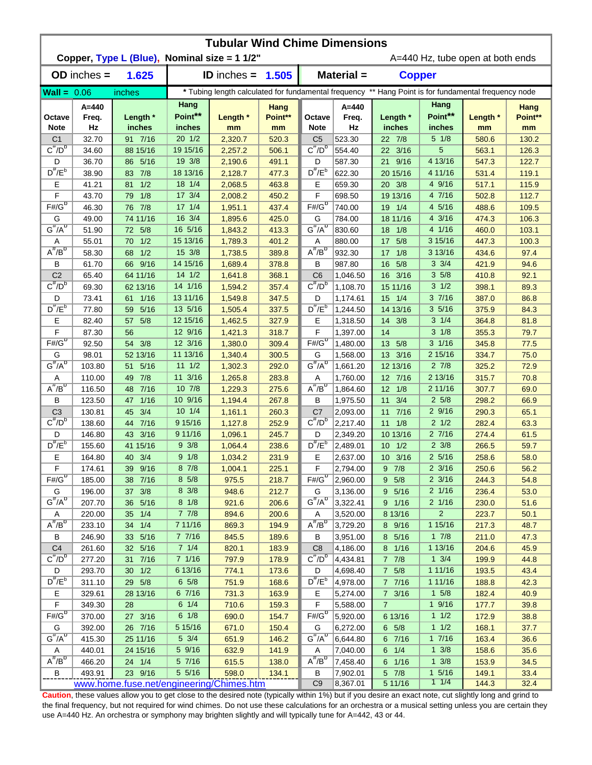# Tubular Wind Chime Dimensions

**Copper, Type L (Blue), Nominal size = 1 1/2"** A=440 Hz, tube open at both ends

**OD inches = 1.625** **ID inches = 1.505** **Material = Copper**

**Wall = 0.06 inches**

\* Tubing length calculated for fundamental frequency ** Hang Point is for fundamental frequency node

| Octave Note | A=440 Freq. Hz | Length * inches | Hang Point** inches | Length * mm | Hang Point** mm | Octave Note | A=440 Freq. Hz | Length * inches | Hang Point** inches | Length * mm | Hang Point** mm |
|---|---|---|---|---|---|---|---|---|---|---|---|
| C1 | 32.70 | 91 7/16 | 20 1/2 | 2,320.7 | 520.3 | C5 | 523.30 | 22 7/8 | 5 1/8 | 580.6 | 130.2 |
| C#/Db | 34.60 | 88 15/16 | 19 15/16 | 2,257.2 | 506.1 | C#/Db | 554.40 | 22 3/16 | 5 | 563.1 | 126.3 |
| D | 36.70 | 86 5/16 | 19 3/8 | 2,190.6 | 491.1 | D | 587.30 | 21 9/16 | 4 13/16 | 547.3 | 122.7 |
| D#/Eb | 38.90 | 83 7/8 | 18 13/16 | 2,128.7 | 477.3 | D#/Eb | 622.30 | 20 15/16 | 4 11/16 | 531.4 | 119.1 |
| E | 41.21 | 81 1/2 | 18 1/4 | 2,068.5 | 463.8 | E | 659.30 | 20 3/8 | 4 9/16 | 517.1 | 115.9 |
| F | 43.70 | 79 1/8 | 17 3/4 | 2,008.2 | 450.2 | F | 698.50 | 19 13/16 | 4 7/16 | 502.8 | 112.7 |
| F#/Gb | 46.30 | 76 7/8 | 17 1/4 | 1,951.1 | 437.4 | F#/Gb | 740.00 | 19 1/4 | 4 5/16 | 488.6 | 109.5 |
| G | 49.00 | 74 11/16 | 16 3/4 | 1,895.6 | 425.0 | G | 784.00 | 18 11/16 | 4 3/16 | 474.3 | 106.3 |
| G#/Ab | 51.90 | 72 5/8 | 16 5/16 | 1,843.2 | 413.3 | G#/Ab | 830.60 | 18 1/8 | 4 1/16 | 460.0 | 103.1 |
| A | 55.01 | 70 1/2 | 15 13/16 | 1,789.3 | 401.2 | A | 880.00 | 17 5/8 | 3 15/16 | 447.3 | 100.3 |
| A#/Bb | 58.30 | 68 1/2 | 15 3/8 | 1,738.5 | 389.8 | A#/Bb | 932.30 | 17 1/8 | 3 13/16 | 434.6 | 97.4 |
| B | 61.70 | 66 9/16 | 14 15/16 | 1,689.4 | 378.8 | B | 987.80 | 16 5/8 | 3 3/4 | 421.9 | 94.6 |
| C2 | 65.40 | 64 11/16 | 14 1/2 | 1,641.8 | 368.1 | C6 | 1,046.50 | 16 3/16 | 3 5/8 | 410.8 | 92.1 |
| C#/Db | 69.30 | 62 13/16 | 14 1/16 | 1,594.2 | 357.4 | C#/Db | 1,108.70 | 15 11/16 | 3 1/2 | 398.1 | 89.3 |
| D | 73.41 | 61 1/16 | 13 11/16 | 1,549.8 | 347.5 | D | 1,174.61 | 15 1/4 | 3 7/16 | 387.0 | 86.8 |
| D#/Eb | 77.80 | 59 5/16 | 13 5/16 | 1,505.4 | 337.5 | D#/Eb | 1,244.50 | 14 13/16 | 3 5/16 | 375.9 | 84.3 |
| E | 82.40 | 57 5/8 | 12 15/16 | 1,462.5 | 327.9 | E | 1,318.50 | 14 3/8 | 3 1/4 | 364.8 | 81.8 |
| F | 87.30 | 56 | 12 9/16 | 1,421.3 | 318.7 | F | 1,397.00 | 14 | 3 1/8 | 355.3 | 79.7 |
| F#/Gb | 92.50 | 54 3/8 | 12 3/16 | 1,380.0 | 309.4 | F#/Gb | 1,480.00 | 13 5/8 | 3 1/16 | 345.8 | 77.5 |
| G | 98.01 | 52 13/16 | 11 13/16 | 1,340.4 | 300.5 | G | 1,568.00 | 13 3/16 | 2 15/16 | 334.7 | 75.0 |
| G#/Ab | 103.80 | 51 5/16 | 11 1/2 | 1,302.3 | 292.0 | G#/Ab | 1,661.20 | 12 13/16 | 2 7/8 | 325.2 | 72.9 |
| A | 110.00 | 49 7/8 | 11 3/16 | 1,265.8 | 283.8 | A | 1,760.00 | 12 7/16 | 2 13/16 | 315.7 | 70.8 |
| A#/Bb | 116.50 | 48 7/16 | 10 7/8 | 1,229.3 | 275.6 | A#/Bb | 1,864.60 | 12 1/8 | 2 11/16 | 307.7 | 69.0 |
| B | 123.50 | 47 1/16 | 10 9/16 | 1,194.4 | 267.8 | B | 1,975.50 | 11 3/4 | 2 5/8 | 298.2 | 66.9 |
| C3 | 130.81 | 45 3/4 | 10 1/4 | 1,161.1 | 260.3 | C7 | 2,093.00 | 11 7/16 | 2 9/16 | 290.3 | 65.1 |
| C#/Db | 138.60 | 44 7/16 | 9 15/16 | 1,127.8 | 252.9 | C#/Db | 2,217.40 | 11 1/8 | 2 1/2 | 282.4 | 63.3 |
| D | 146.80 | 43 3/16 | 9 11/16 | 1,096.1 | 245.7 | D | 2,349.20 | 10 13/16 | 2 7/16 | 274.4 | 61.5 |
| D#/Eb | 155.60 | 41 15/16 | 9 3/8 | 1,064.4 | 238.6 | D#/Eb | 2,489.01 | 10 1/2 | 2 3/8 | 266.5 | 59.7 |
| E | 164.80 | 40 3/4 | 9 1/8 | 1,034.2 | 231.9 | E | 2,637.00 | 10 3/16 | 2 5/16 | 258.6 | 58.0 |
| F | 174.61 | 39 9/16 | 8 7/8 | 1,004.1 | 225.1 | F | 2,794.00 | 9 7/8 | 2 3/16 | 250.6 | 56.2 |
| F#/Gb | 185.00 | 38 7/16 | 8 5/8 | 975.5 | 218.7 | F#/Gb | 2,960.00 | 9 5/8 | 2 3/16 | 244.3 | 54.8 |
| G | 196.00 | 37 3/8 | 8 3/8 | 948.6 | 212.7 | G | 3,136.00 | 9 5/16 | 2 1/16 | 236.4 | 53.0 |
| G#/Ab | 207.70 | 36 5/16 | 8 1/8 | 921.6 | 206.6 | G#/Ab | 3,322.41 | 9 1/16 | 2 1/16 | 230.0 | 51.6 |
| A | 220.00 | 35 1/4 | 7 7/8 | 894.6 | 200.6 | A | 3,520.00 | 8 13/16 | 2 | 223.7 | 50.1 |
| A#/Bb | 233.10 | 34 1/4 | 7 11/16 | 869.3 | 194.9 | A#/Bb | 3,729.20 | 8 9/16 | 1 15/16 | 217.3 | 48.7 |
| B | 246.90 | 33 5/16 | 7 7/16 | 845.5 | 189.6 | B | 3,951.00 | 8 5/16 | 1 7/8 | 211.0 | 47.3 |
| C4 | 261.60 | 32 5/16 | 7 1/4 | 820.1 | 183.9 | C8 | 4,186.00 | 8 1/16 | 1 13/16 | 204.6 | 45.9 |
| C#/Db | 277.20 | 31 7/16 | 7 1/16 | 797.9 | 178.9 | C#/Db | 4,434.81 | 7 7/8 | 1 3/4 | 199.9 | 44.8 |
| D | 293.70 | 30 1/2 | 6 13/16 | 774.1 | 173.6 | D | 4,698.40 | 7 5/8 | 1 11/16 | 193.5 | 43.4 |
| D#/Eb | 311.10 | 29 5/8 | 6 5/8 | 751.9 | 168.6 | D#/Eb | 4,978.00 | 7 7/16 | 1 11/16 | 188.8 | 42.3 |
| E | 329.61 | 28 13/16 | 6 7/16 | 731.3 | 163.9 | E | 5,274.00 | 7 3/16 | 1 5/8 | 182.4 | 40.9 |
| F | 349.30 | 28 | 6 1/4 | 710.6 | 159.3 | F | 5,588.00 | 7 | 1 9/16 | 177.7 | 39.8 |
| F#/Gb | 370.00 | 27 3/16 | 6 1/8 | 690.0 | 154.7 | F#/Gb | 5,920.00 | 6 13/16 | 1 1/2 | 172.9 | 38.8 |
| G | 392.00 | 26 7/16 | 5 15/16 | 671.0 | 150.4 | G | 6,272.00 | 6 5/8 | 1 1/2 | 168.1 | 37.7 |
| G#/Ab | 415.30 | 25 11/16 | 5 3/4 | 651.9 | 146.2 | G#/Ab | 6,644.80 | 6 7/16 | 1 7/16 | 163.4 | 36.6 |
| A | 440.01 | 24 15/16 | 5 9/16 | 632.9 | 141.9 | A | 7,040.00 | 6 1/4 | 1 3/8 | 158.6 | 35.6 |
| A#/Bb | 466.20 | 24 1/4 | 5 7/16 | 615.5 | 138.0 | A#/Bb | 7,458.40 | 6 1/16 | 1 3/8 | 153.9 | 34.5 |
| B | 493.91 | 23 9/16 | 5 5/16 | 598.0 | 134.1 | B | 7,902.01 | 5 7/8 | 1 5/16 | 149.1 | 33.4 |
| | | | | | | C9 | 8,367.01 | 5 11/16 | 1 1/4 | 144.3 | 32.4 |

www.home.fuse.net/engineering/Chimes.htm

**Caution**, these values allow you to get close to the desired note (typically within 1%) but if you desire an exact note, cut slightly long and grind to the final frequency, but not required for wind chimes. Do not use these calculations for an orchestra or a musical setting unless you are certain they use A=440 Hz. An orchestra or symphony may brighten slightly and will typically tune for A=442, 43 or 44.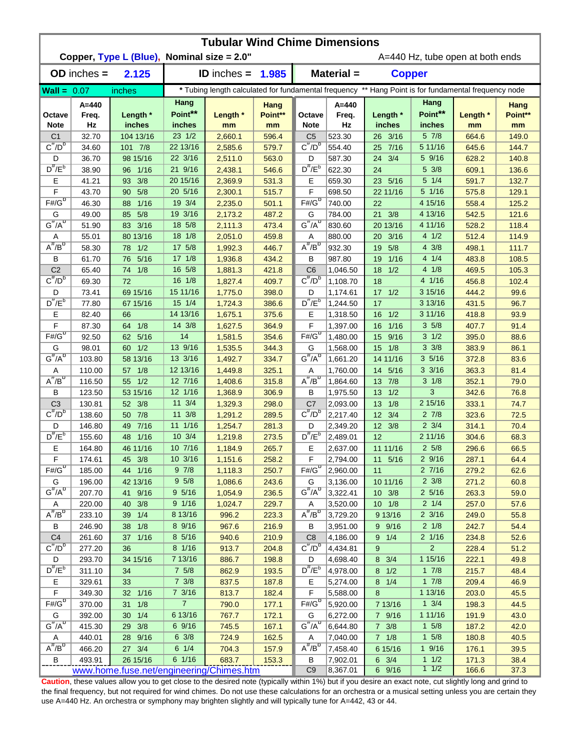# Tubular Wind Chime Dimensions

**Copper, Type L (Blue), Nominal size = 2.0"** — A=440 Hz, tube open at both ends

**OD inches = 2.125** | **ID inches = 1.985** | **Material = Copper**

**Wall = 0.07 inches**

\* Tubing length calculated for fundamental frequency ** Hang Point is for fundamental frequency node

| Octave Note | A=440 Freq. Hz | Length * inches | Hang Point** inches | Length * mm | Hang Point** mm | Octave Note | A=440 Freq. Hz | Length * inches | Hang Point** inches | Length * mm | Hang Point** mm |
|---|---|---|---|---|---|---|---|---|---|---|---|
| C1 | 32.70 | 104 13/16 | 23 1/2 | 2,660.1 | 596.4 | C5 | 523.30 | 26 3/16 | 5 7/8 | 664.6 | 149.0 |
| C#/Db | 34.60 | 101 7/8 | 22 13/16 | 2,585.6 | 579.7 | C#/Db | 554.40 | 25 7/16 | 5 11/16 | 645.6 | 144.7 |
| D | 36.70 | 98 15/16 | 22 3/16 | 2,511.0 | 563.0 | D | 587.30 | 24 3/4 | 5 9/16 | 628.2 | 140.8 |
| D#/Eb | 38.90 | 96 1/16 | 21 9/16 | 2,438.1 | 546.6 | D#/Eb | 622.30 | 24 | 5 3/8 | 609.1 | 136.6 |
| E | 41.21 | 93 3/8 | 20 15/16 | 2,369.9 | 531.3 | E | 659.30 | 23 5/16 | 5 1/4 | 591.7 | 132.7 |
| F | 43.70 | 90 5/8 | 20 5/16 | 2,300.1 | 515.7 | F | 698.50 | 22 11/16 | 5 1/16 | 575.8 | 129.1 |
| F#/Gb | 46.30 | 88 1/16 | 19 3/4 | 2,235.0 | 501.1 | F#/Gb | 740.00 | 22 | 4 15/16 | 558.4 | 125.2 |
| G | 49.00 | 85 5/8 | 19 3/16 | 2,173.2 | 487.2 | G | 784.00 | 21 3/8 | 4 13/16 | 542.5 | 121.6 |
| G#/Ab | 51.90 | 83 3/16 | 18 5/8 | 2,111.3 | 473.4 | G#/Ab | 830.60 | 20 13/16 | 4 11/16 | 528.2 | 118.4 |
| A | 55.01 | 80 13/16 | 18 1/8 | 2,051.0 | 459.8 | A | 880.00 | 20 3/16 | 4 1/2 | 512.4 | 114.9 |
| A#/Bb | 58.30 | 78 1/2 | 17 5/8 | 1,992.3 | 446.7 | A#/Bb | 932.30 | 19 5/8 | 4 3/8 | 498.1 | 111.7 |
| B | 61.70 | 76 5/16 | 17 1/8 | 1,936.8 | 434.2 | B | 987.80 | 19 1/16 | 4 1/4 | 483.8 | 108.5 |
| C2 | 65.40 | 74 1/8 | 16 5/8 | 1,881.3 | 421.8 | C6 | 1,046.50 | 18 1/2 | 4 1/8 | 469.5 | 105.3 |
| C#/Db | 69.30 | 72 | 16 1/8 | 1,827.4 | 409.7 | C#/Db | 1,108.70 | 18 | 4 1/16 | 456.8 | 102.4 |
| D | 73.41 | 69 15/16 | 15 11/16 | 1,775.0 | 398.0 | D | 1,174.61 | 17 1/2 | 3 15/16 | 444.2 | 99.6 |
| D#/Eb | 77.80 | 67 15/16 | 15 1/4 | 1,724.3 | 386.6 | D#/Eb | 1,244.50 | 17 | 3 13/16 | 431.5 | 96.7 |
| E | 82.40 | 66 | 14 13/16 | 1,675.1 | 375.6 | E | 1,318.50 | 16 1/2 | 3 11/16 | 418.8 | 93.9 |
| F | 87.30 | 64 1/8 | 14 3/8 | 1,627.5 | 364.9 | F | 1,397.00 | 16 1/16 | 3 5/8 | 407.7 | 91.4 |
| F#/Gb | 92.50 | 62 5/16 | 14 | 1,581.5 | 354.6 | F#/Gb | 1,480.00 | 15 9/16 | 3 1/2 | 395.0 | 88.6 |
| G | 98.01 | 60 1/2 | 13 9/16 | 1,535.5 | 344.3 | G | 1,568.00 | 15 1/8 | 3 3/8 | 383.9 | 86.1 |
| G#/Ab | 103.80 | 58 13/16 | 13 3/16 | 1,492.7 | 334.7 | G#/Ab | 1,661.20 | 14 11/16 | 3 5/16 | 372.8 | 83.6 |
| A | 110.00 | 57 1/8 | 12 13/16 | 1,449.8 | 325.1 | A | 1,760.00 | 14 5/16 | 3 3/16 | 363.3 | 81.4 |
| A#/Bb | 116.50 | 55 1/2 | 12 7/16 | 1,408.6 | 315.8 | A#/Bb | 1,864.60 | 13 7/8 | 3 1/8 | 352.1 | 79.0 |
| B | 123.50 | 53 15/16 | 12 1/16 | 1,368.9 | 306.9 | B | 1,975.50 | 13 1/2 | 3 | 342.6 | 76.8 |
| C3 | 130.81 | 52 3/8 | 11 3/4 | 1,329.3 | 298.0 | C7 | 2,093.00 | 13 1/8 | 2 15/16 | 333.1 | 74.7 |
| C#/Db | 138.60 | 50 7/8 | 11 3/8 | 1,291.2 | 289.5 | C#/Db | 2,217.40 | 12 3/4 | 2 7/8 | 323.6 | 72.5 |
| D | 146.80 | 49 7/16 | 11 1/16 | 1,254.7 | 281.3 | D | 2,349.20 | 12 3/8 | 2 3/4 | 314.1 | 70.4 |
| D#/Eb | 155.60 | 48 1/16 | 10 3/4 | 1,219.8 | 273.5 | D#/Eb | 2,489.01 | 12 | 2 11/16 | 304.6 | 68.3 |
| E | 164.80 | 46 11/16 | 10 7/16 | 1,184.9 | 265.7 | E | 2,637.00 | 11 11/16 | 2 5/8 | 296.6 | 66.5 |
| F | 174.61 | 45 3/8 | 10 3/16 | 1,151.6 | 258.2 | F | 2,794.00 | 11 5/16 | 2 9/16 | 287.1 | 64.4 |
| F#/Gb | 185.00 | 44 1/16 | 9 7/8 | 1,118.3 | 250.7 | F#/Gb | 2,960.00 | 11 | 2 7/16 | 279.2 | 62.6 |
| G | 196.00 | 42 13/16 | 9 5/8 | 1,086.6 | 243.6 | G | 3,136.00 | 10 11/16 | 2 3/8 | 271.2 | 60.8 |
| G#/Ab | 207.70 | 41 9/16 | 9 5/16 | 1,054.9 | 236.5 | G#/Ab | 3,322.41 | 10 3/8 | 2 5/16 | 263.3 | 59.0 |
| A | 220.00 | 40 3/8 | 9 1/16 | 1,024.7 | 229.7 | A | 3,520.00 | 10 1/8 | 2 1/4 | 257.0 | 57.6 |
| A#/Bb | 233.10 | 39 1/4 | 8 13/16 | 996.2 | 223.3 | A#/Bb | 3,729.20 | 9 13/16 | 2 3/16 | 249.0 | 55.8 |
| B | 246.90 | 38 1/8 | 8 9/16 | 967.6 | 216.9 | B | 3,951.00 | 9 9/16 | 2 1/8 | 242.7 | 54.4 |
| C4 | 261.60 | 37 1/16 | 8 5/16 | 940.6 | 210.9 | C8 | 4,186.00 | 9 1/4 | 2 1/16 | 234.8 | 52.6 |
| C#/Db | 277.20 | 36 | 8 1/16 | 913.7 | 204.8 | C#/Db | 4,434.81 | 9 | 2 | 228.4 | 51.2 |
| D | 293.70 | 34 15/16 | 7 13/16 | 886.7 | 198.8 | D | 4,698.40 | 8 3/4 | 1 15/16 | 222.1 | 49.8 |
| D#/Eb | 311.10 | 34 | 7 5/8 | 862.9 | 193.5 | D#/Eb | 4,978.00 | 8 1/2 | 1 7/8 | 215.7 | 48.4 |
| E | 329.61 | 33 | 7 3/8 | 837.5 | 187.8 | E | 5,274.00 | 8 1/4 | 1 7/8 | 209.4 | 46.9 |
| F | 349.30 | 32 1/16 | 7 3/16 | 813.7 | 182.4 | F | 5,588.00 | 8 | 1 13/16 | 203.0 | 45.5 |
| F#/Gb | 370.00 | 31 1/8 | 7 | 790.0 | 177.1 | F#/Gb | 5,920.00 | 7 13/16 | 1 3/4 | 198.3 | 44.5 |
| G | 392.00 | 30 1/4 | 6 13/16 | 767.7 | 172.1 | G | 6,272.00 | 7 9/16 | 1 11/16 | 191.9 | 43.0 |
| G#/Ab | 415.30 | 29 3/8 | 6 9/16 | 745.5 | 167.1 | G#/Ab | 6,644.80 | 7 3/8 | 1 5/8 | 187.2 | 42.0 |
| A | 440.01 | 28 9/16 | 6 3/8 | 724.9 | 162.5 | A | 7,040.00 | 7 1/8 | 1 5/8 | 180.8 | 40.5 |
| A#/Bb | 466.20 | 27 3/4 | 6 1/4 | 704.3 | 157.9 | A#/Bb | 7,458.40 | 6 15/16 | 1 9/16 | 176.1 | 39.5 |
| B | 493.91 | 26 15/16 | 6 1/16 | 683.7 | 153.3 | B | 7,902.01 | 6 3/4 | 1 1/2 | 171.3 | 38.4 |
| | | | | | | C9 | 8,367.01 | 6 9/16 | 1 1/2 | 166.6 | 37.3 |

www.home.fuse.net/engineering/Chimes.htm

**Caution**, these values allow you to get close to the desired note (typically within 1%) but if you desire an exact note, cut slightly long and grind to the final frequency, but not required for wind chimes. Do not use these calculations for an orchestra or a musical setting unless you are certain they use A=440 Hz. An orchestra or symphony may brighten slightly and will typically tune for A=442, 43 or 44.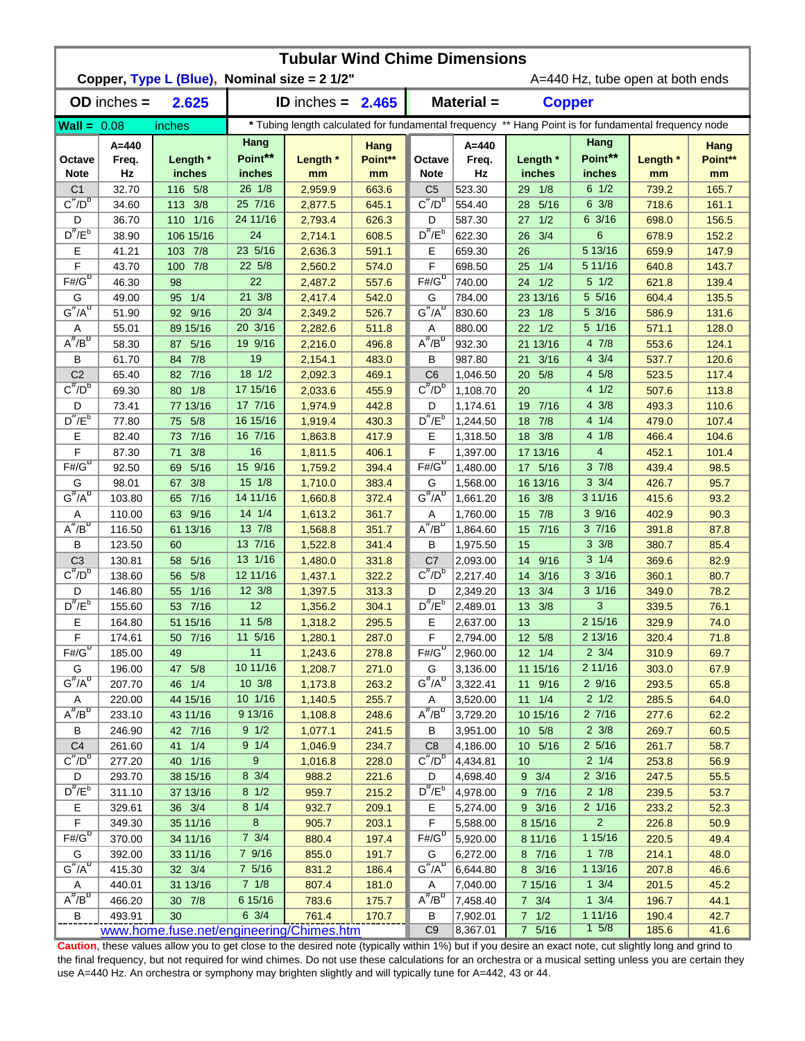# Tubular Wind Chime Dimensions

**Copper, Type L (Blue), Nominal size = 2 1/2"** A=440 Hz, tube open at both ends

| **OD** inches = | **2.625** | **ID** inches = | **2.465** | **Material =** | **Copper** |
|---|---|---|---|---|---|

**Wall =** 0.08 inches

\* Tubing length calculated for fundamental frequency ** Hang Point is for fundamental frequency node

| Octave Note | A=440 Freq. Hz | Length * inches | Hang Point** inches | Length * mm | Hang Point** mm | Octave Note | A=440 Freq. Hz | Length * inches | Hang Point** inches | Length * mm | Hang Point** mm |
|---|---|---|---|---|---|---|---|---|---|---|---|
| C1 | 32.70 | 116 5/8 | 26 1/8 | 2,959.9 | 663.6 | C5 | 523.30 | 29 1/8 | 6 1/2 | 739.2 | 165.7 |
| C#/Db | 34.60 | 113 3/8 | 25 7/16 | 2,877.5 | 645.1 | C#/Db | 554.40 | 28 5/16 | 6 3/8 | 718.6 | 161.1 |
| D | 36.70 | 110 1/16 | 24 11/16 | 2,793.4 | 626.3 | D | 587.30 | 27 1/2 | 6 3/16 | 698.0 | 156.5 |
| D#/Eb | 38.90 | 106 15/16 | 24 | 2,714.1 | 608.5 | D#/Eb | 622.30 | 26 3/4 | 6 | 678.9 | 152.2 |
| E | 41.21 | 103 7/8 | 23 5/16 | 2,636.3 | 591.1 | E | 659.30 | 26 | 5 13/16 | 659.9 | 147.9 |
| F | 43.70 | 100 7/8 | 22 5/8 | 2,560.2 | 574.0 | F | 698.50 | 25 1/4 | 5 11/16 | 640.8 | 143.7 |
| F#/Gb | 46.30 | 98 | 22 | 2,487.2 | 557.6 | F#/Gb | 740.00 | 24 1/2 | 5 1/2 | 621.8 | 139.4 |
| G | 49.00 | 95 1/4 | 21 3/8 | 2,417.4 | 542.0 | G | 784.00 | 23 13/16 | 5 5/16 | 604.4 | 135.5 |
| G#/Ab | 51.90 | 92 9/16 | 20 3/4 | 2,349.2 | 526.7 | G#/Ab | 830.60 | 23 1/8 | 5 3/16 | 586.9 | 131.6 |
| A | 55.01 | 89 15/16 | 20 3/16 | 2,282.6 | 511.8 | A | 880.00 | 22 1/2 | 5 1/16 | 571.1 | 128.0 |
| A#/Bb | 58.30 | 87 5/16 | 19 9/16 | 2,216.0 | 496.8 | A#/Bb | 932.30 | 21 13/16 | 4 7/8 | 553.6 | 124.1 |
| B | 61.70 | 84 7/8 | 19 | 2,154.1 | 483.0 | B | 987.80 | 21 3/16 | 4 3/4 | 537.7 | 120.6 |
| C2 | 65.40 | 82 7/16 | 18 1/2 | 2,092.3 | 469.1 | C6 | 1,046.50 | 20 5/8 | 4 5/8 | 523.5 | 117.4 |
| C#/Db | 69.30 | 80 1/8 | 17 15/16 | 2,033.6 | 455.9 | C#/Db | 1,108.70 | 20 | 4 1/2 | 507.6 | 113.8 |
| D | 73.41 | 77 13/16 | 17 7/16 | 1,974.9 | 442.8 | D | 1,174.61 | 19 7/16 | 4 3/8 | 493.3 | 110.6 |
| D#/Eb | 77.80 | 75 5/8 | 16 15/16 | 1,919.4 | 430.3 | D#/Eb | 1,244.50 | 18 7/8 | 4 1/4 | 479.0 | 107.4 |
| E | 82.40 | 73 7/16 | 16 7/16 | 1,863.8 | 417.9 | E | 1,318.50 | 18 3/8 | 4 1/8 | 466.4 | 104.6 |
| F | 87.30 | 71 3/8 | 16 | 1,811.5 | 406.1 | F | 1,397.00 | 17 13/16 | 4 | 452.1 | 101.4 |
| F#/Gb | 92.50 | 69 5/16 | 15 9/16 | 1,759.2 | 394.4 | F#/Gb | 1,480.00 | 17 5/16 | 3 7/8 | 439.4 | 98.5 |
| G | 98.01 | 67 3/8 | 15 1/8 | 1,710.0 | 383.4 | G | 1,568.00 | 16 13/16 | 3 3/4 | 426.7 | 95.7 |
| G#/Ab | 103.80 | 65 7/16 | 14 11/16 | 1,660.8 | 372.4 | G#/Ab | 1,661.20 | 16 3/8 | 3 11/16 | 415.6 | 93.2 |
| A | 110.00 | 63 9/16 | 14 1/4 | 1,613.2 | 361.7 | A | 1,760.00 | 15 7/8 | 3 9/16 | 402.9 | 90.3 |
| A#/Bb | 116.50 | 61 13/16 | 13 7/8 | 1,568.8 | 351.7 | A#/Bb | 1,864.60 | 15 7/16 | 3 7/16 | 391.8 | 87.8 |
| B | 123.50 | 60 | 13 7/16 | 1,522.8 | 341.4 | B | 1,975.50 | 15 | 3 3/8 | 380.7 | 85.4 |
| C3 | 130.81 | 58 5/16 | 13 1/16 | 1,480.0 | 331.8 | C7 | 2,093.00 | 14 9/16 | 3 1/4 | 369.6 | 82.9 |
| C#/Db | 138.60 | 56 5/8 | 12 11/16 | 1,437.1 | 322.2 | C#/Db | 2,217.40 | 14 3/16 | 3 3/16 | 360.1 | 80.7 |
| D | 146.80 | 55 1/16 | 12 3/8 | 1,397.5 | 313.3 | D | 2,349.20 | 13 3/4 | 3 1/16 | 349.0 | 78.2 |
| D#/Eb | 155.60 | 53 7/16 | 12 | 1,356.2 | 304.1 | D#/Eb | 2,489.01 | 13 3/8 | 3 | 339.5 | 76.1 |
| E | 164.80 | 51 15/16 | 11 5/8 | 1,318.2 | 295.5 | E | 2,637.00 | 13 | 2 15/16 | 329.9 | 74.0 |
| F | 174.61 | 50 7/16 | 11 5/16 | 1,280.1 | 287.0 | F | 2,794.00 | 12 5/8 | 2 13/16 | 320.4 | 71.8 |
| F#/Gb | 185.00 | 49 | 11 | 1,243.6 | 278.8 | F#/Gb | 2,960.00 | 12 1/4 | 2 3/4 | 310.9 | 69.7 |
| G | 196.00 | 47 5/8 | 10 11/16 | 1,208.7 | 271.0 | G | 3,136.00 | 11 15/16 | 2 11/16 | 303.0 | 67.9 |
| G#/Ab | 207.70 | 46 1/4 | 10 3/8 | 1,173.8 | 263.2 | G#/Ab | 3,322.41 | 11 9/16 | 2 9/16 | 293.5 | 65.8 |
| A | 220.00 | 44 15/16 | 10 1/16 | 1,140.5 | 255.7 | A | 3,520.00 | 11 1/4 | 2 1/2 | 285.5 | 64.0 |
| A#/Bb | 233.10 | 43 11/16 | 9 13/16 | 1,108.8 | 248.6 | A#/Bb | 3,729.20 | 10 15/16 | 2 7/16 | 277.6 | 62.2 |
| B | 246.90 | 42 7/16 | 9 1/2 | 1,077.1 | 241.5 | B | 3,951.00 | 10 5/8 | 2 3/8 | 269.7 | 60.5 |
| C4 | 261.60 | 41 1/4 | 9 1/4 | 1,046.9 | 234.7 | C8 | 4,186.00 | 10 5/16 | 2 5/16 | 261.7 | 58.7 |
| C#/Db | 277.20 | 40 1/16 | 9 | 1,016.8 | 228.0 | C#/Db | 4,434.81 | 10 | 2 1/4 | 253.8 | 56.9 |
| D | 293.70 | 38 15/16 | 8 3/4 | 988.2 | 221.6 | D | 4,698.40 | 9 3/4 | 2 3/16 | 247.5 | 55.5 |
| D#/Eb | 311.10 | 37 13/16 | 8 1/2 | 959.7 | 215.2 | D#/Eb | 4,978.00 | 9 7/16 | 2 1/8 | 239.5 | 53.7 |
| E | 329.61 | 36 3/4 | 8 1/4 | 932.7 | 209.1 | E | 5,274.00 | 9 3/16 | 2 1/16 | 233.2 | 52.3 |
| F | 349.30 | 35 11/16 | 8 | 905.7 | 203.1 | F | 5,588.00 | 8 15/16 | 2 | 226.8 | 50.9 |
| F#/Gb | 370.00 | 34 11/16 | 7 3/4 | 880.4 | 197.4 | F#/Gb | 5,920.00 | 8 11/16 | 1 15/16 | 220.5 | 49.4 |
| G | 392.00 | 33 11/16 | 7 9/16 | 855.0 | 191.7 | G | 6,272.00 | 8 7/16 | 1 7/8 | 214.1 | 48.0 |
| G#/Ab | 415.30 | 32 3/4 | 7 5/16 | 831.2 | 186.4 | G#/Ab | 6,644.80 | 8 3/16 | 1 13/16 | 207.8 | 46.6 |
| A | 440.01 | 31 13/16 | 7 1/8 | 807.4 | 181.0 | A | 7,040.00 | 7 15/16 | 1 3/4 | 201.5 | 45.2 |
| A#/Bb | 466.20 | 30 7/8 | 6 15/16 | 783.6 | 175.7 | A#/Bb | 7,458.40 | 7 3/4 | 1 3/4 | 196.7 | 44.1 |
| B | 493.91 | 30 | 6 3/4 | 761.4 | 170.7 | B | 7,902.01 | 7 1/2 | 1 11/16 | 190.4 | 42.7 |
| | | | | | | C9 | 8,367.01 | 7 5/16 | 1 5/8 | 185.6 | 41.6 |

www.home.fuse.net/engineering/Chimes.htm

**Caution**, these values allow you to get close to the desired note (typically within 1%) but if you desire an exact note, cut slightly long and grind to the final frequency, but not required for wind chimes. Do not use these calculations for an orchestra or a musical setting unless you are certain they use A=440 Hz. An orchestra or symphony may brighten slightly and will typically tune for A=442, 43 or 44.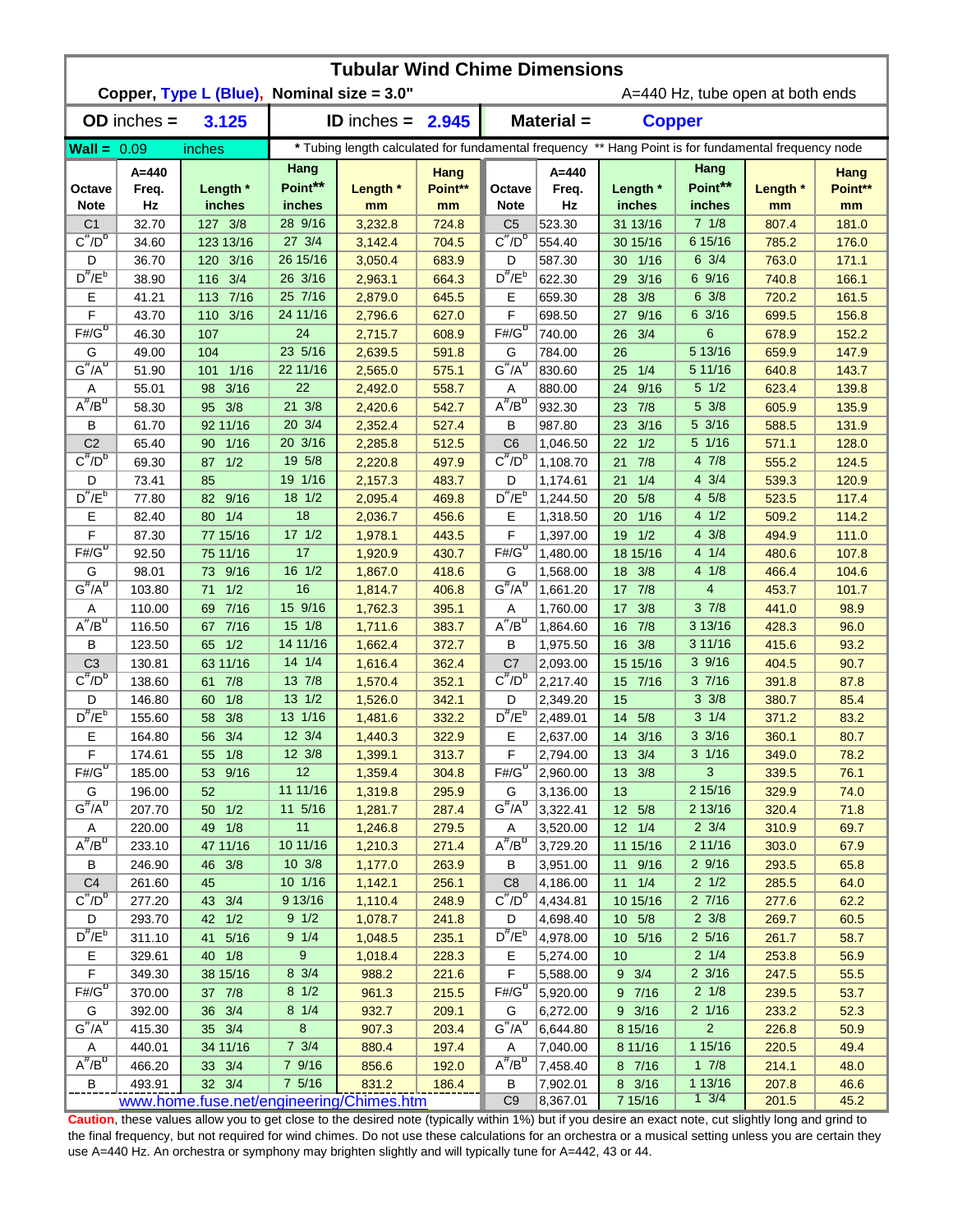# Tubular Wind Chime Dimensions

**Copper, Type L (Blue), Nominal size = 3.0"** A=440 Hz, tube open at both ends

**OD inches = 3.125** **ID inches = 2.945** **Material = Copper**

**Wall = 0.09 inches** * Tubing length calculated for fundamental frequency ** Hang Point is for fundamental frequency node

| Octave Note | A=440 Freq. Hz | Length * inches | Hang Point** inches | Length * mm | Hang Point** mm | Octave Note | A=440 Freq. Hz | Length * inches | Hang Point** inches | Length * mm | Hang Point** mm |
|---|---|---|---|---|---|---|---|---|---|---|---|
| C1 | 32.70 | 127 3/8 | 28 9/16 | 3,232.8 | 724.8 | C5 | 523.30 | 31 13/16 | 7 1/8 | 807.4 | 181.0 |
| $C^{\#}/D^{b}$ | 34.60 | 123 13/16 | 27 3/4 | 3,142.4 | 704.5 | $C^{\#}/D^{b}$ | 554.40 | 30 15/16 | 6 15/16 | 785.2 | 176.0 |
| D | 36.70 | 120 3/16 | 26 15/16 | 3,050.4 | 683.9 | D | 587.30 | 30 1/16 | 6 3/4 | 763.0 | 171.1 |
| $D^{\#}/E^{b}$ | 38.90 | 116 3/4 | 26 3/16 | 2,963.1 | 664.3 | $D^{\#}/E^{b}$ | 622.30 | 29 3/16 | 6 9/16 | 740.8 | 166.1 |
| E | 41.21 | 113 7/16 | 25 7/16 | 2,879.0 | 645.5 | E | 659.30 | 28 3/8 | 6 3/8 | 720.2 | 161.5 |
| F | 43.70 | 110 3/16 | 24 11/16 | 2,796.6 | 627.0 | F | 698.50 | 27 9/16 | 6 3/16 | 699.5 | 156.8 |
| F#/G$^{b}$ | 46.30 | 107 | 24 | 2,715.7 | 608.9 | F#/G$^{b}$ | 740.00 | 26 3/4 | 6 | 678.9 | 152.2 |
| G | 49.00 | 104 | 23 5/16 | 2,639.5 | 591.8 | G | 784.00 | 26 | 5 13/16 | 659.9 | 147.9 |
| $G^{\#}/A^{b}$ | 51.90 | 101 1/16 | 22 11/16 | 2,565.0 | 575.1 | $G^{\#}/A^{b}$ | 830.60 | 25 1/4 | 5 11/16 | 640.8 | 143.7 |
| A | 55.01 | 98 3/16 | 22 | 2,492.0 | 558.7 | A | 880.00 | 24 9/16 | 5 1/2 | 623.4 | 139.8 |
| $A^{\#}/B^{b}$ | 58.30 | 95 3/8 | 21 3/8 | 2,420.6 | 542.7 | $A^{\#}/B^{b}$ | 932.30 | 23 7/8 | 5 3/8 | 605.9 | 135.9 |
| B | 61.70 | 92 11/16 | 20 3/4 | 2,352.4 | 527.4 | B | 987.80 | 23 3/16 | 5 3/16 | 588.5 | 131.9 |
| C2 | 65.40 | 90 1/16 | 20 3/16 | 2,285.8 | 512.5 | C6 | 1,046.50 | 22 1/2 | 5 1/16 | 571.1 | 128.0 |
| $C^{\#}/D^{b}$ | 69.30 | 87 1/2 | 19 5/8 | 2,220.8 | 497.9 | $C^{\#}/D^{b}$ | 1,108.70 | 21 7/8 | 4 7/8 | 555.2 | 124.5 |
| D | 73.41 | 85 | 19 1/16 | 2,157.3 | 483.7 | D | 1,174.61 | 21 1/4 | 4 3/4 | 539.3 | 120.9 |
| $D^{\#}/E^{b}$ | 77.80 | 82 9/16 | 18 1/2 | 2,095.4 | 469.8 | $D^{\#}/E^{b}$ | 1,244.50 | 20 5/8 | 4 5/8 | 523.5 | 117.4 |
| E | 82.40 | 80 1/4 | 18 | 2,036.7 | 456.6 | E | 1,318.50 | 20 1/16 | 4 1/2 | 509.2 | 114.2 |
| F | 87.30 | 77 15/16 | 17 1/2 | 1,978.1 | 443.5 | F | 1,397.00 | 19 1/2 | 4 3/8 | 494.9 | 111.0 |
| F#/G$^{b}$ | 92.50 | 75 11/16 | 17 | 1,920.9 | 430.7 | F#/G$^{b}$ | 1,480.00 | 18 15/16 | 4 1/4 | 480.6 | 107.8 |
| G | 98.01 | 73 9/16 | 16 1/2 | 1,867.0 | 418.6 | G | 1,568.00 | 18 3/8 | 4 1/8 | 466.4 | 104.6 |
| $G^{\#}/A^{b}$ | 103.80 | 71 1/2 | 16 | 1,814.7 | 406.8 | $G^{\#}/A^{b}$ | 1,661.20 | 17 7/8 | 4 | 453.7 | 101.7 |
| A | 110.00 | 69 7/16 | 15 9/16 | 1,762.3 | 395.1 | A | 1,760.00 | 17 3/8 | 3 7/8 | 441.0 | 98.9 |
| $A^{\#}/B^{b}$ | 116.50 | 67 7/16 | 15 1/8 | 1,711.6 | 383.7 | $A^{\#}/B^{b}$ | 1,864.60 | 16 7/8 | 3 13/16 | 428.3 | 96.0 |
| B | 123.50 | 65 1/2 | 14 11/16 | 1,662.4 | 372.7 | B | 1,975.50 | 16 3/8 | 3 11/16 | 415.6 | 93.2 |
| C3 | 130.81 | 63 11/16 | 14 1/4 | 1,616.4 | 362.4 | C7 | 2,093.00 | 15 15/16 | 3 9/16 | 404.5 | 90.7 |
| $C^{\#}/D^{b}$ | 138.60 | 61 7/8 | 13 7/8 | 1,570.4 | 352.1 | $C^{\#}/D^{b}$ | 2,217.40 | 15 7/16 | 3 7/16 | 391.8 | 87.8 |
| D | 146.80 | 60 1/8 | 13 1/2 | 1,526.0 | 342.1 | D | 2,349.20 | 15 | 3 3/8 | 380.7 | 85.4 |
| $D^{\#}/E^{b}$ | 155.60 | 58 3/8 | 13 1/16 | 1,481.6 | 332.2 | $D^{\#}/E^{b}$ | 2,489.01 | 14 5/8 | 3 1/4 | 371.2 | 83.2 |
| E | 164.80 | 56 3/4 | 12 3/4 | 1,440.3 | 322.9 | E | 2,637.00 | 14 3/16 | 3 3/16 | 360.1 | 80.7 |
| F | 174.61 | 55 1/8 | 12 3/8 | 1,399.1 | 313.7 | F | 2,794.00 | 13 3/4 | 3 1/16 | 349.0 | 78.2 |
| F#/G$^{b}$ | 185.00 | 53 9/16 | 12 | 1,359.4 | 304.8 | F#/G$^{b}$ | 2,960.00 | 13 3/8 | 3 | 339.5 | 76.1 |
| G | 196.00 | 52 | 11 11/16 | 1,319.8 | 295.9 | G | 3,136.00 | 13 | 2 15/16 | 329.9 | 74.0 |
| $G^{\#}/A^{b}$ | 207.70 | 50 1/2 | 11 5/16 | 1,281.7 | 287.4 | $G^{\#}/A^{b}$ | 3,322.41 | 12 5/8 | 2 13/16 | 320.4 | 71.8 |
| A | 220.00 | 49 1/8 | 11 | 1,246.8 | 279.5 | A | 3,520.00 | 12 1/4 | 2 3/4 | 310.9 | 69.7 |
| $A^{\#}/B^{b}$ | 233.10 | 47 11/16 | 10 11/16 | 1,210.3 | 271.4 | $A^{\#}/B^{b}$ | 3,729.20 | 11 15/16 | 2 11/16 | 303.0 | 67.9 |
| B | 246.90 | 46 3/8 | 10 3/8 | 1,177.0 | 263.9 | B | 3,951.00 | 11 9/16 | 2 9/16 | 293.5 | 65.8 |
| C4 | 261.60 | 45 | 10 1/16 | 1,142.1 | 256.1 | C8 | 4,186.00 | 11 1/4 | 2 1/2 | 285.5 | 64.0 |
| $C^{\#}/D^{b}$ | 277.20 | 43 3/4 | 9 13/16 | 1,110.4 | 248.9 | $C^{\#}/D^{b}$ | 4,434.81 | 10 15/16 | 2 7/16 | 277.6 | 62.2 |
| D | 293.70 | 42 1/2 | 9 1/2 | 1,078.7 | 241.8 | D | 4,698.40 | 10 5/8 | 2 3/8 | 269.7 | 60.5 |
| $D^{\#}/E^{b}$ | 311.10 | 41 5/16 | 9 1/4 | 1,048.5 | 235.1 | $D^{\#}/E^{b}$ | 4,978.00 | 10 5/16 | 2 5/16 | 261.7 | 58.7 |
| E | 329.61 | 40 1/8 | 9 | 1,018.4 | 228.3 | E | 5,274.00 | 10 | 2 1/4 | 253.8 | 56.9 |
| F | 349.30 | 38 15/16 | 8 3/4 | 988.2 | 221.6 | F | 5,588.00 | 9 3/4 | 2 3/16 | 247.5 | 55.5 |
| F#/G$^{b}$ | 370.00 | 37 7/8 | 8 1/2 | 961.3 | 215.5 | F#/G$^{b}$ | 5,920.00 | 9 7/16 | 2 1/8 | 239.5 | 53.7 |
| G | 392.00 | 36 3/4 | 8 1/4 | 932.7 | 209.1 | G | 6,272.00 | 9 3/16 | 2 1/16 | 233.2 | 52.3 |
| $G^{\#}/A^{b}$ | 415.30 | 35 3/4 | 8 | 907.3 | 203.4 | $G^{\#}/A^{b}$ | 6,644.80 | 8 15/16 | 2 | 226.8 | 50.9 |
| A | 440.01 | 34 11/16 | 7 3/4 | 880.4 | 197.4 | A | 7,040.00 | 8 11/16 | 1 15/16 | 220.5 | 49.4 |
| $A^{\#}/B^{b}$ | 466.20 | 33 3/4 | 7 9/16 | 856.6 | 192.0 | $A^{\#}/B^{b}$ | 7,458.40 | 8 7/16 | 1 7/8 | 214.1 | 48.0 |
| B | 493.91 | 32 3/4 | 7 5/16 | 831.2 | 186.4 | B | 7,902.01 | 8 3/16 | 1 13/16 | 207.8 | 46.6 |
| | | | | | | C9 | 8,367.01 | 7 15/16 | 1 3/4 | 201.5 | 45.2 |

www.home.fuse.net/engineering/Chimes.htm

**Caution**, these values allow you to get close to the desired note (typically within 1%) but if you desire an exact note, cut slightly long and grind to the final frequency, but not required for wind chimes. Do not use these calculations for an orchestra or a musical setting unless you are certain they use A=440 Hz. An orchestra or symphony may brighten slightly and will typically tune for A=442, 43 or 44.